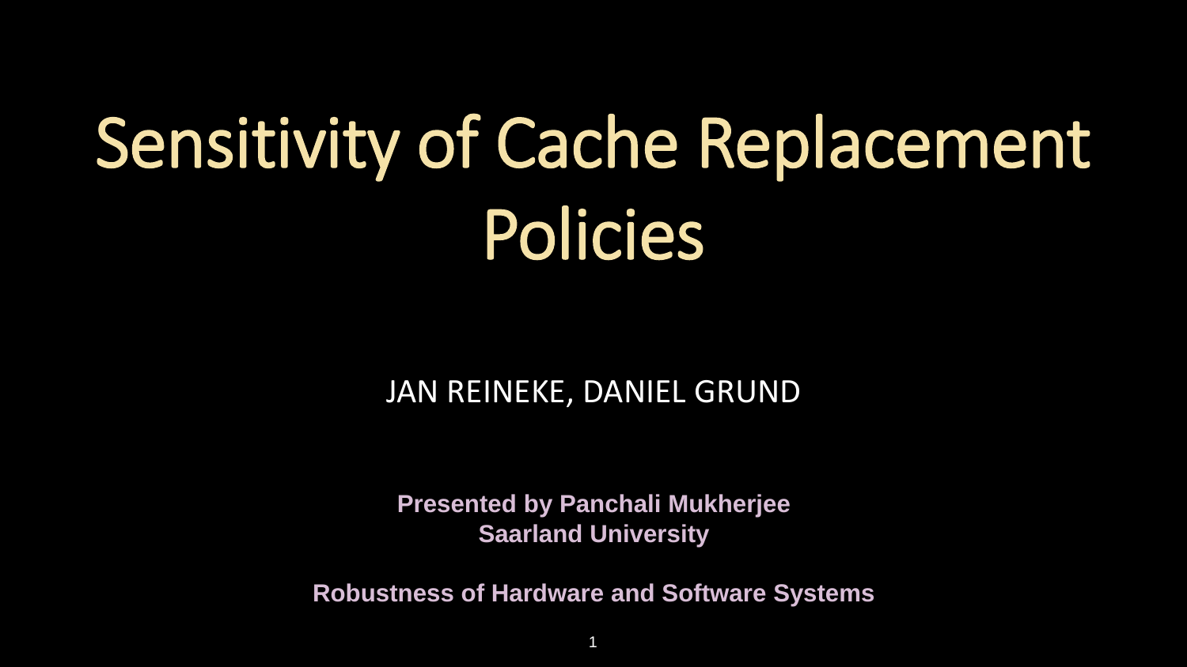# Sensitivity of Cache Replacement Policies

JAN REINEKE, DANIEL GRUND

**Presented by Panchali Mukherjee**
**Saarland University**

**Robustness of Hardware and Software Systems**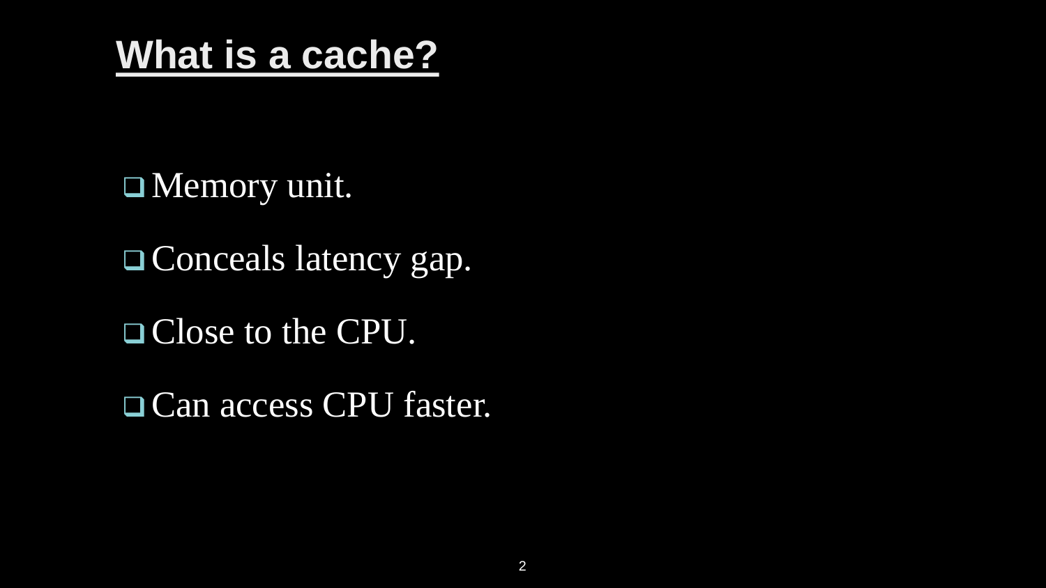# What is a cache?

- Memory unit.
- Conceals latency gap.
- Close to the CPU.
- Can access CPU faster.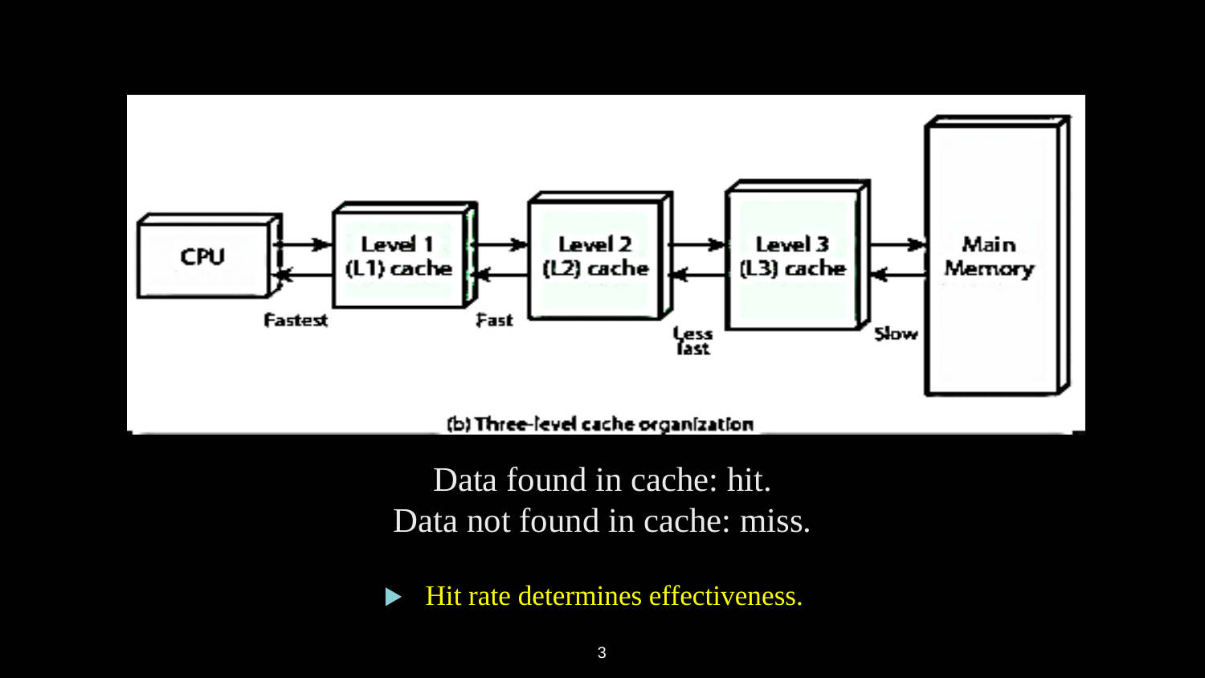CPU → Level 1 (L1) cache → Level 2 (L2) cache → Level 3 (L3) cache → Main Memory

Fastest | Fast | Less fast | Slow

(b) Three-level cache organization

Data found in cache: hit.
Data not found in cache: miss.

- Hit rate determines effectiveness.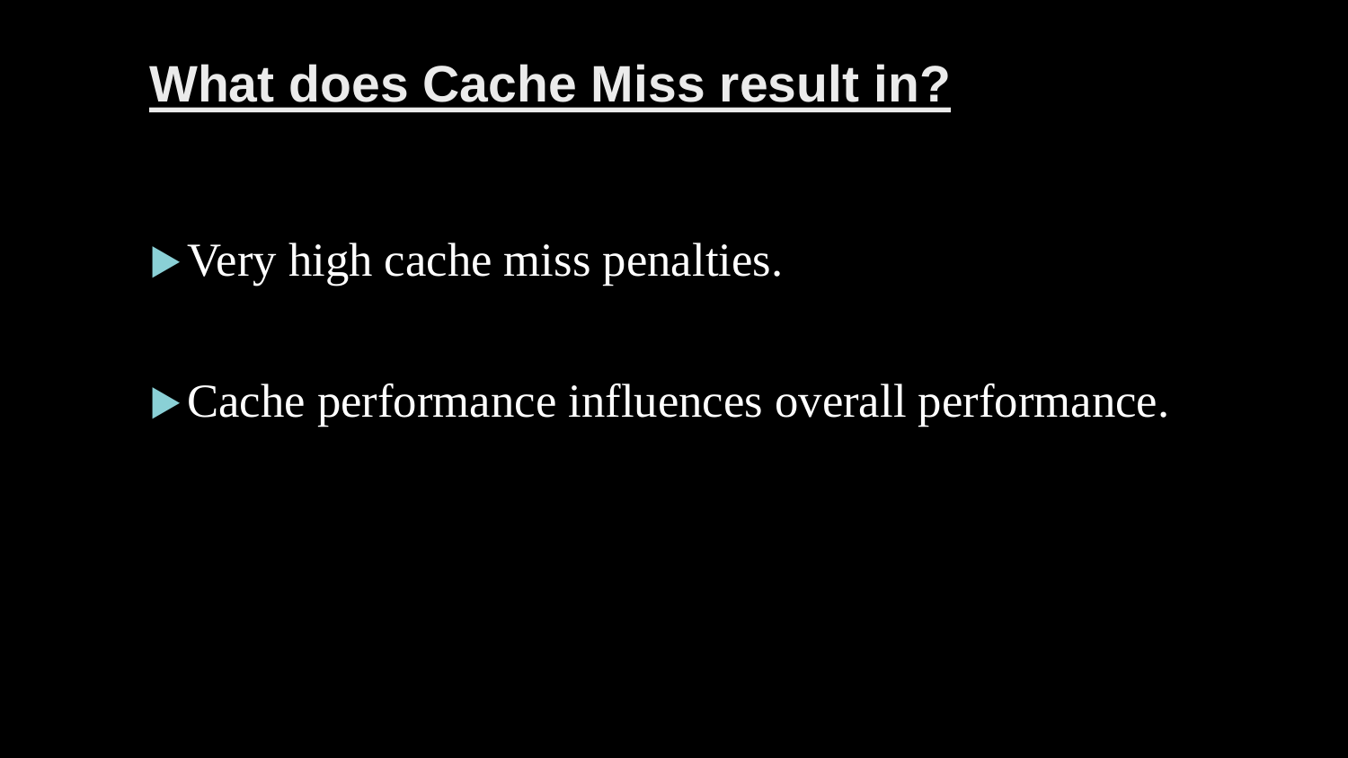# What does Cache Miss result in?

- Very high cache miss penalties.
- Cache performance influences overall performance.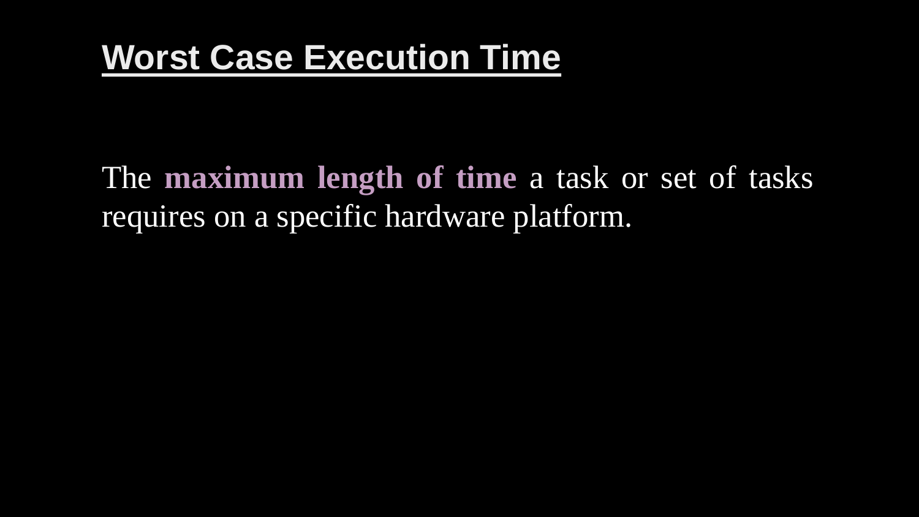# Worst Case Execution Time

The **maximum length of time** a task or set of tasks requires on a specific hardware platform.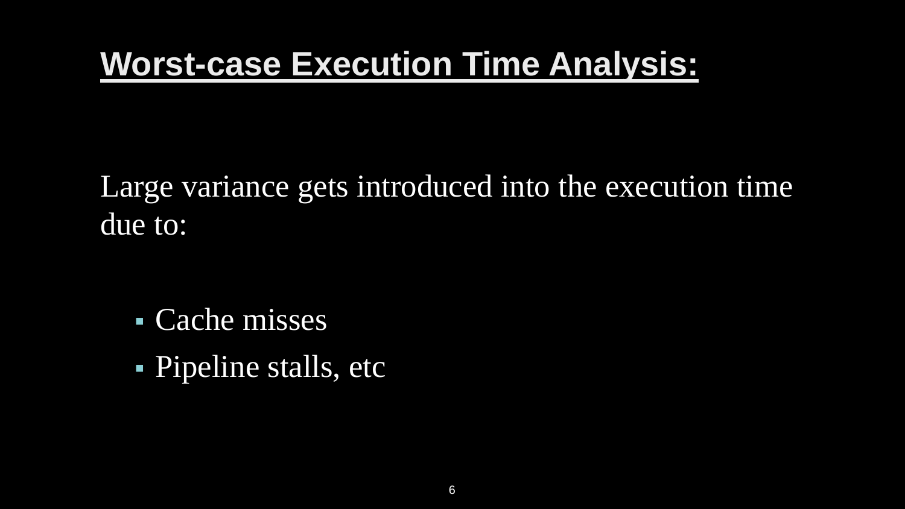# Worst-case Execution Time Analysis:

Large variance gets introduced into the execution time due to:

- Cache misses
- Pipeline stalls, etc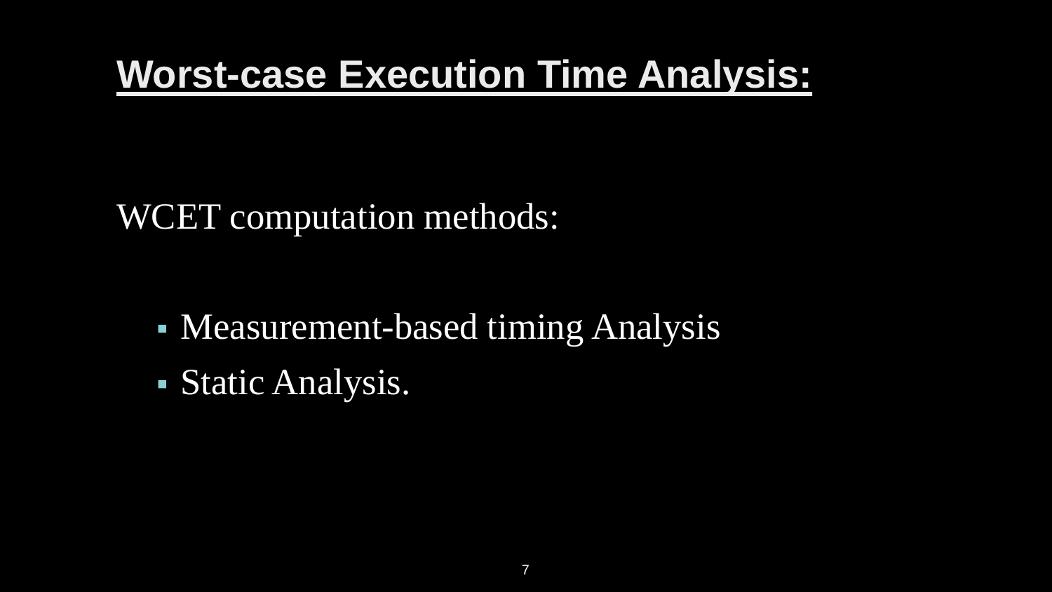# **Worst-case Execution Time Analysis:**

WCET computation methods:

- Measurement-based timing Analysis
- Static Analysis.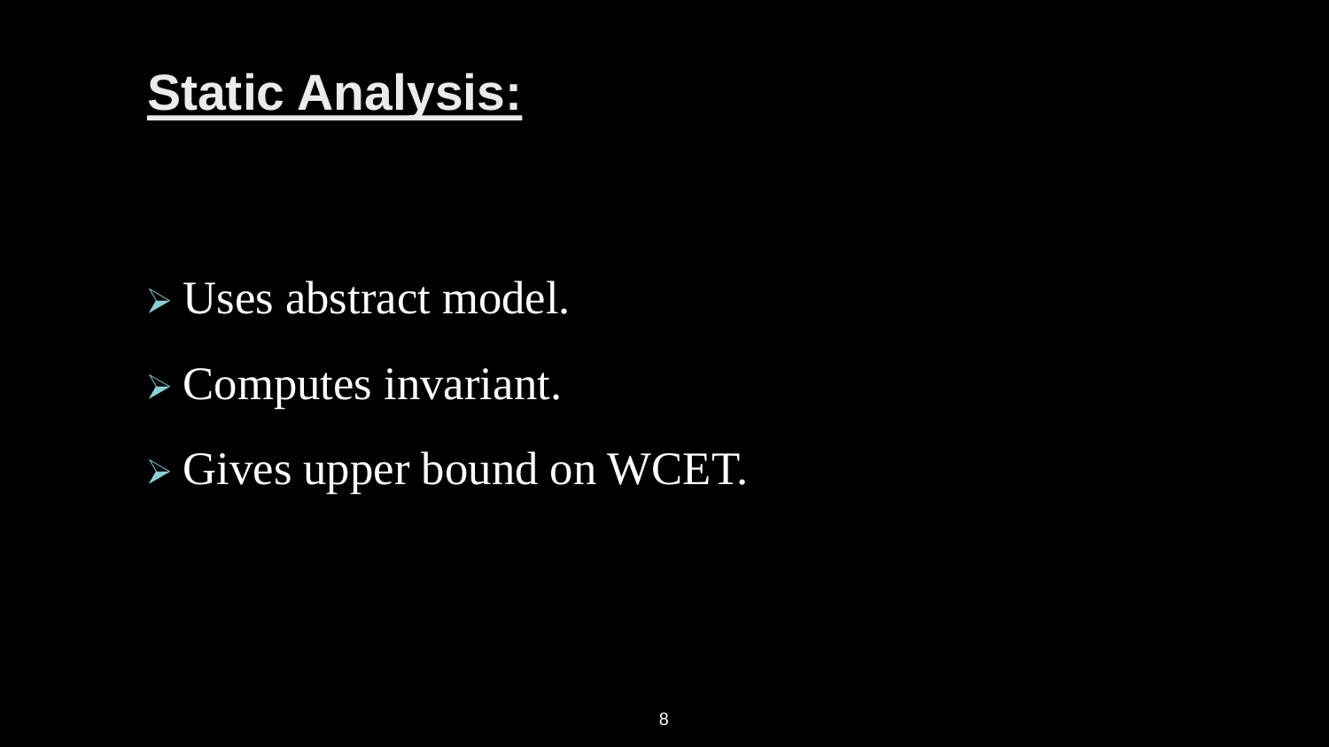# **Static Analysis:**

- Uses abstract model.
- Computes invariant.
- Gives upper bound on WCET.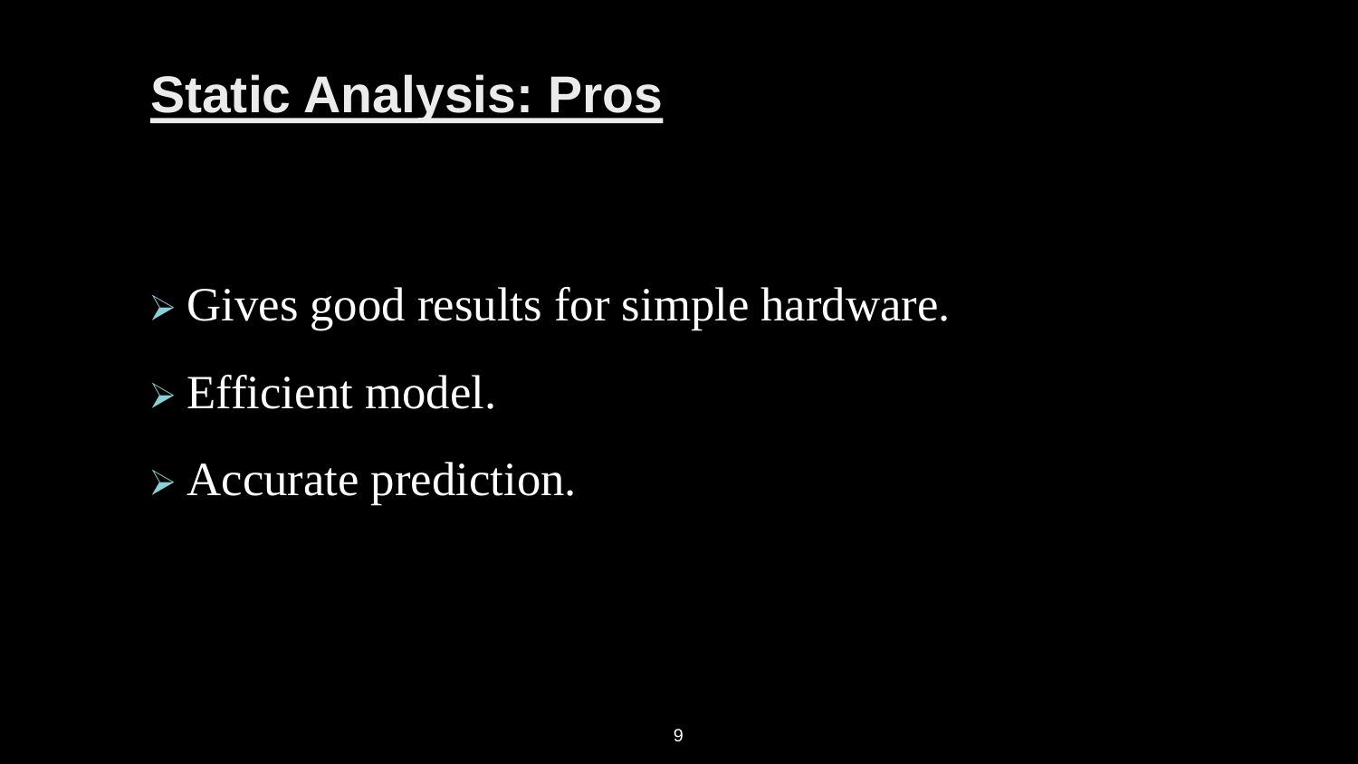# Static Analysis: Pros

- Gives good results for simple hardware.
- Efficient model.
- Accurate prediction.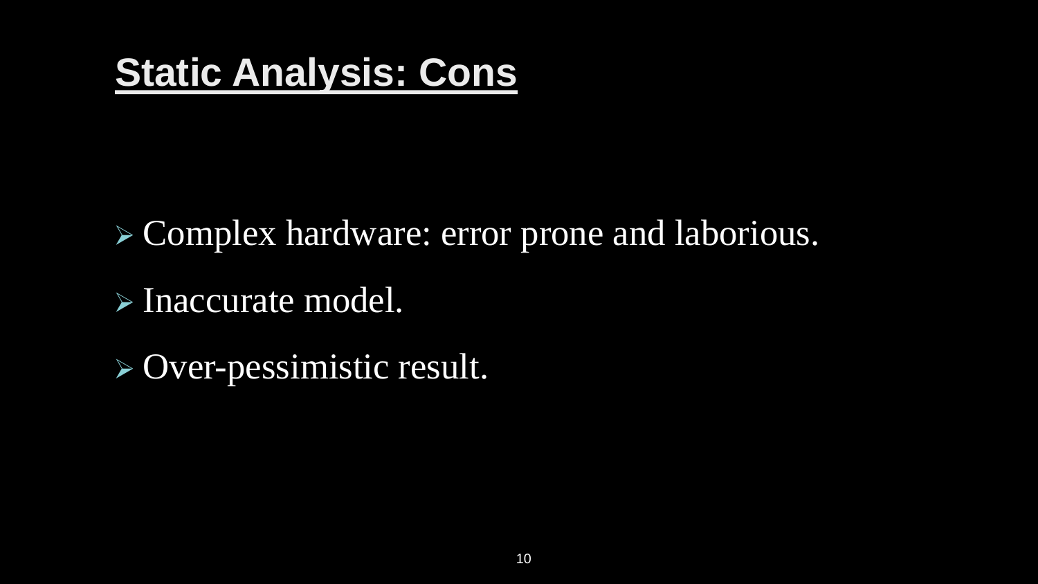# Static Analysis: Cons

- Complex hardware: error prone and laborious.
- Inaccurate model.
- Over-pessimistic result.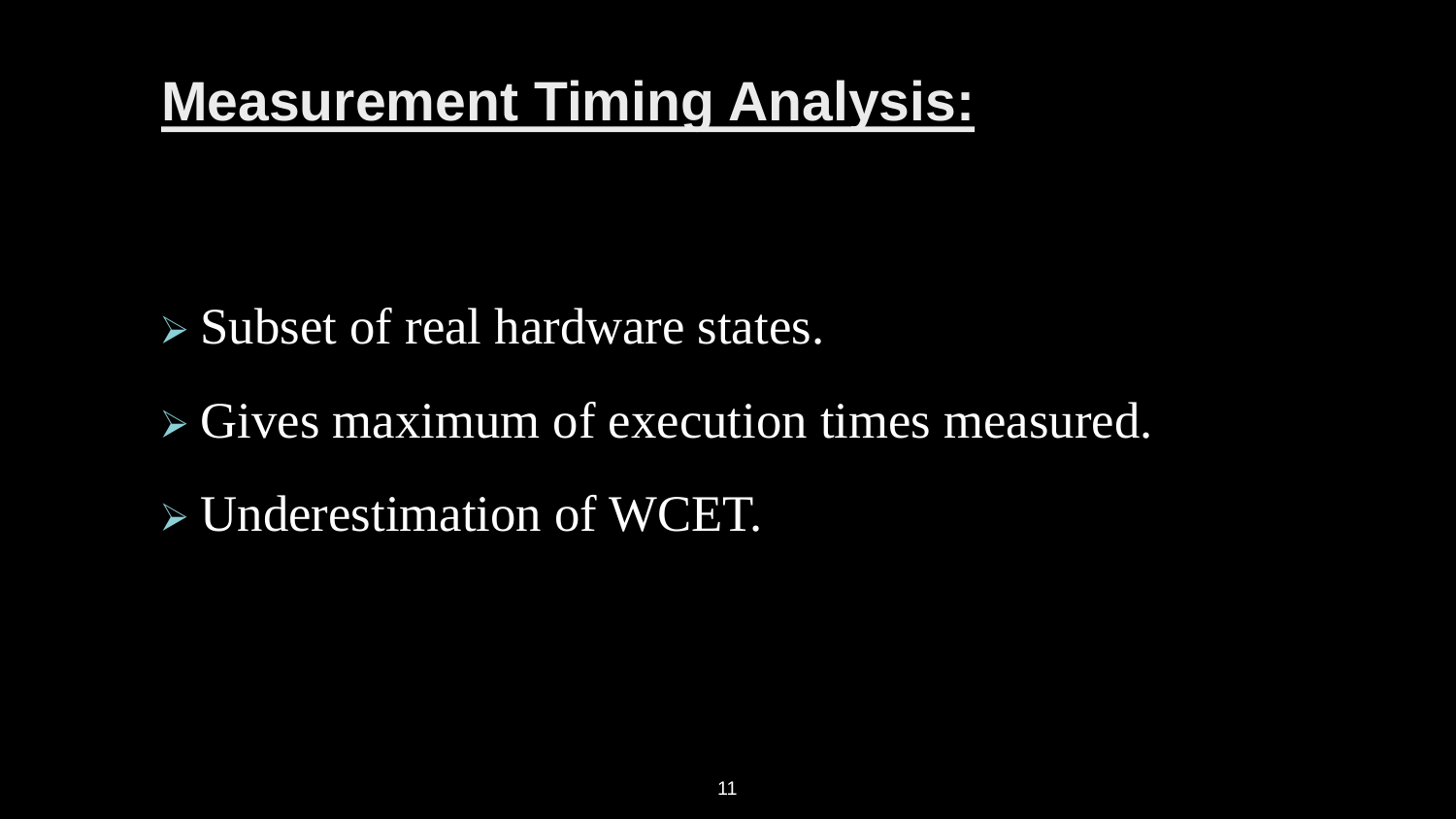# Measurement Timing Analysis:

- Subset of real hardware states.
- Gives maximum of execution times measured.
- Underestimation of WCET.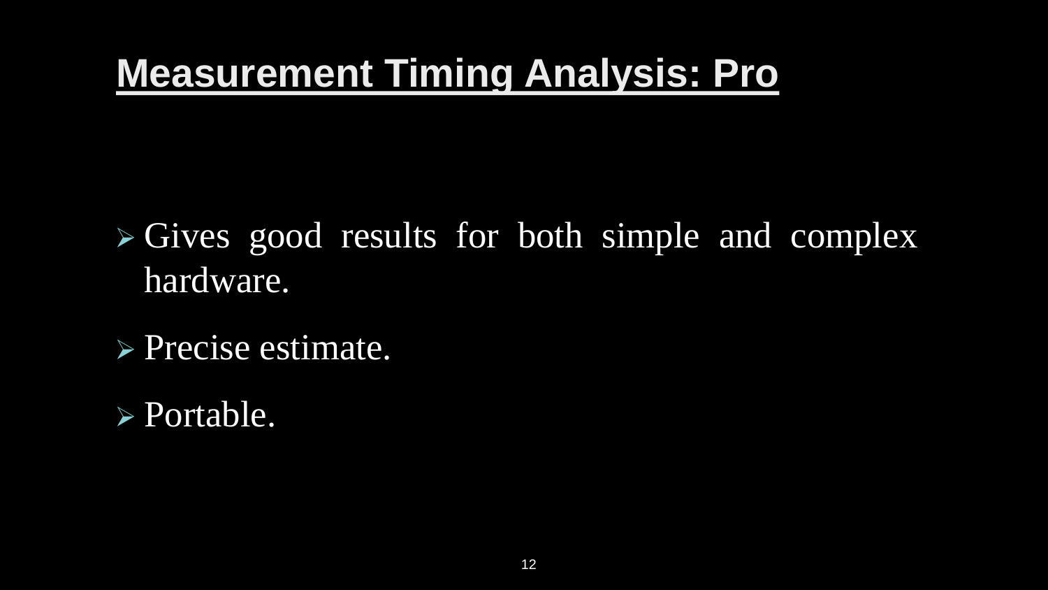# Measurement Timing Analysis: Pro

- Gives good results for both simple and complex hardware.
- Precise estimate.
- Portable.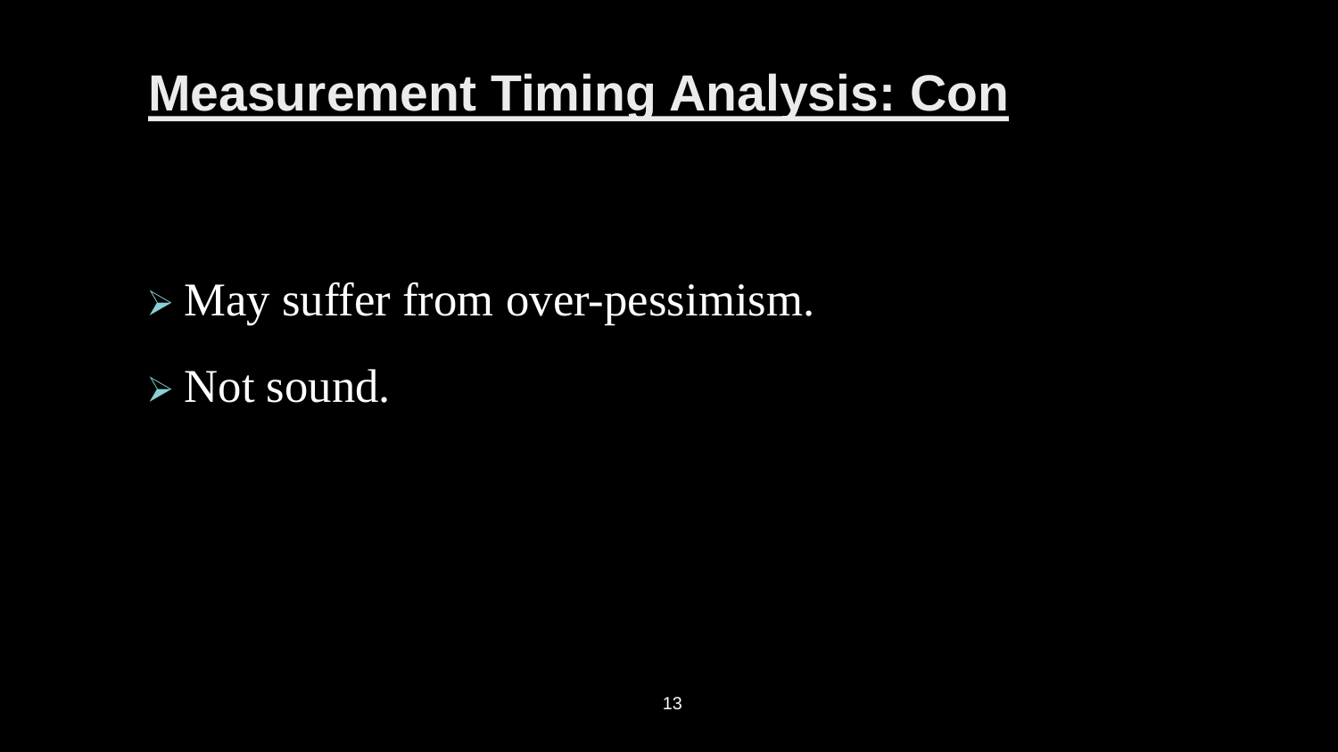# Measurement Timing Analysis: Con

- May suffer from over-pessimism.
- Not sound.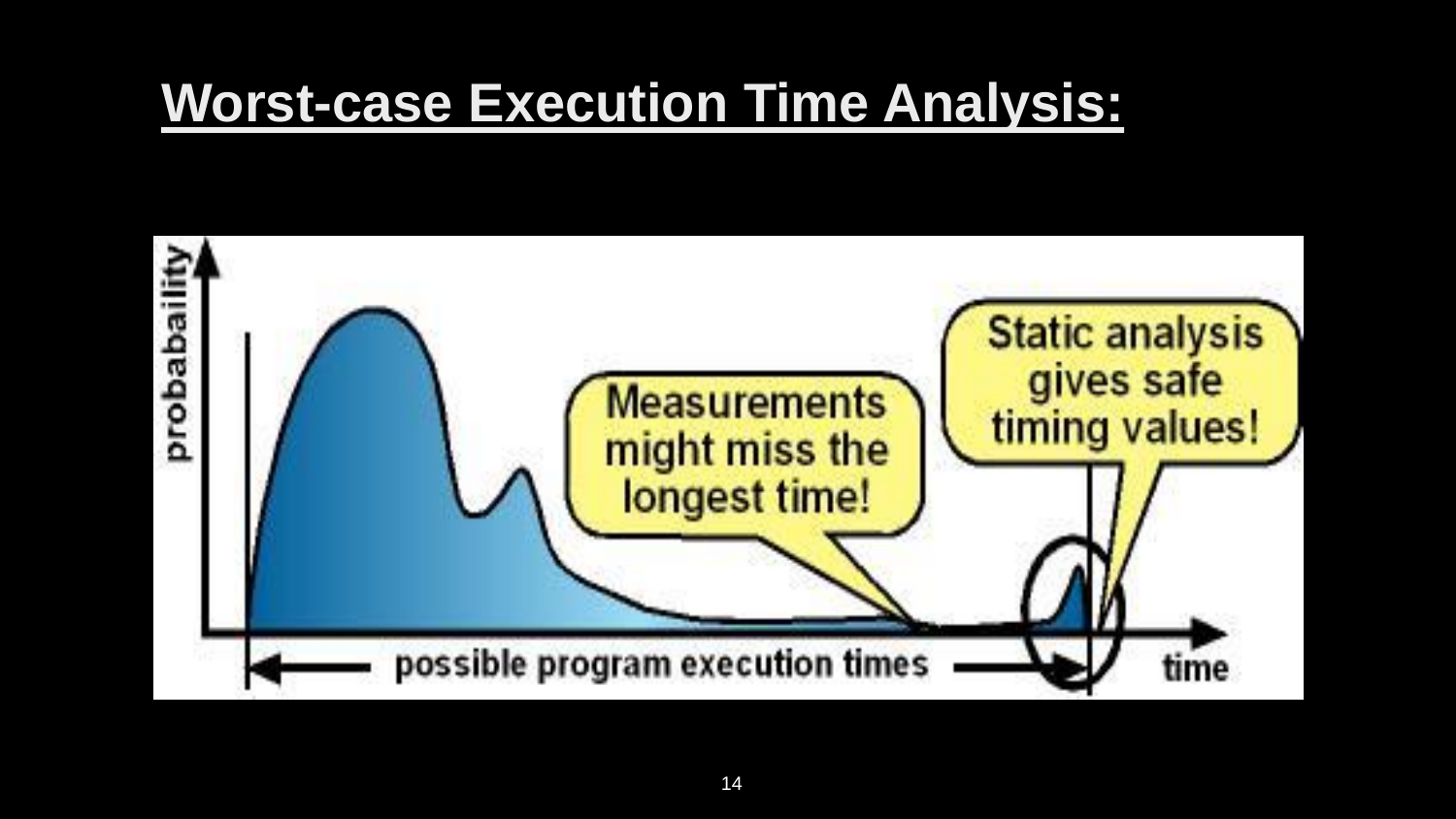# Worst-case Execution Time Analysis:

probabaility

Measurements might miss the longest time!

Static analysis gives safe timing values!

possible program execution times

time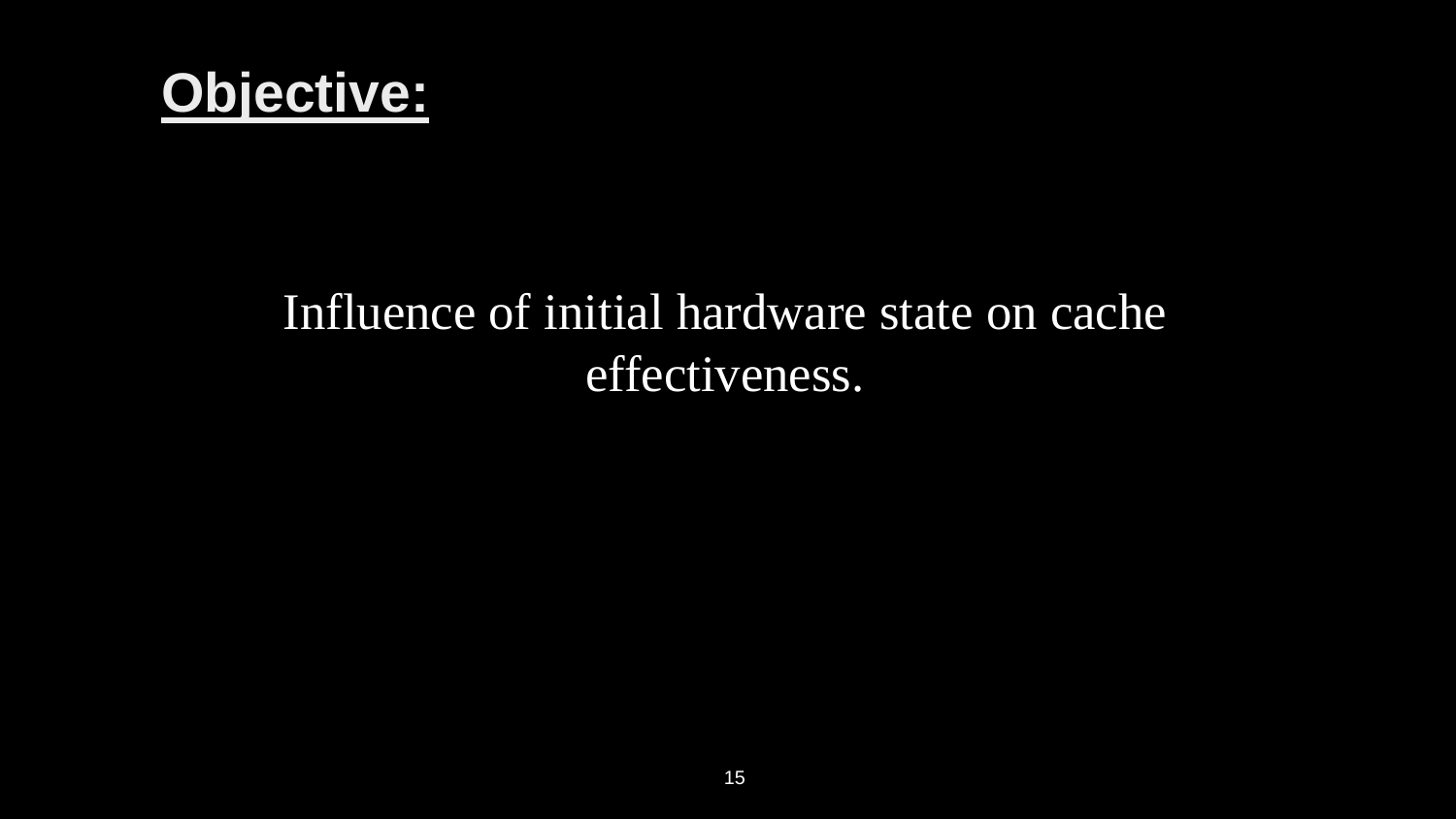# Objective:

Influence of initial hardware state on cache effectiveness.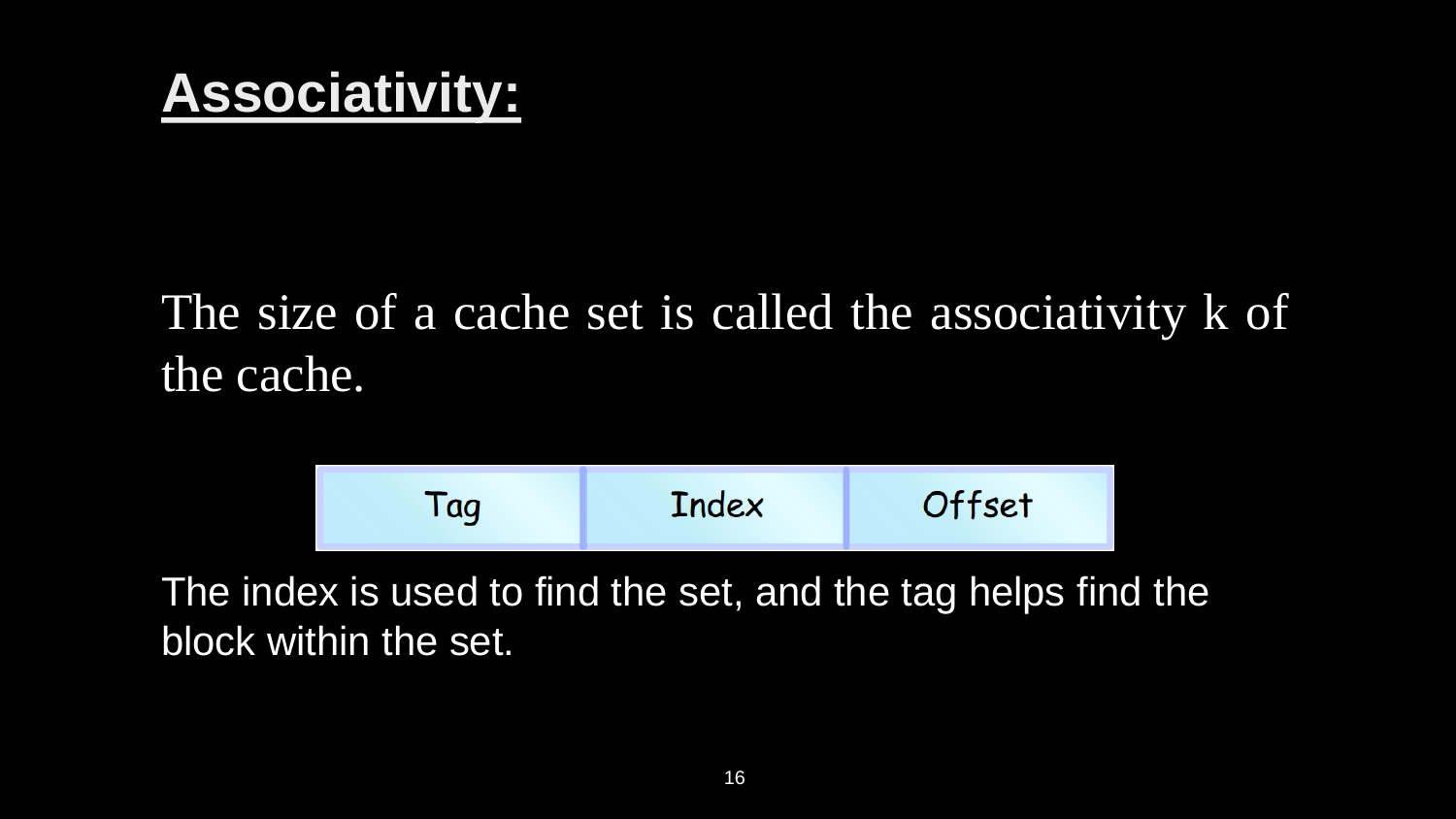# Associativity:

The size of a cache set is called the associativity k of the cache.

| Tag | Index | Offset |
| --- | --- | --- |

The index is used to find the set, and the tag helps find the block within the set.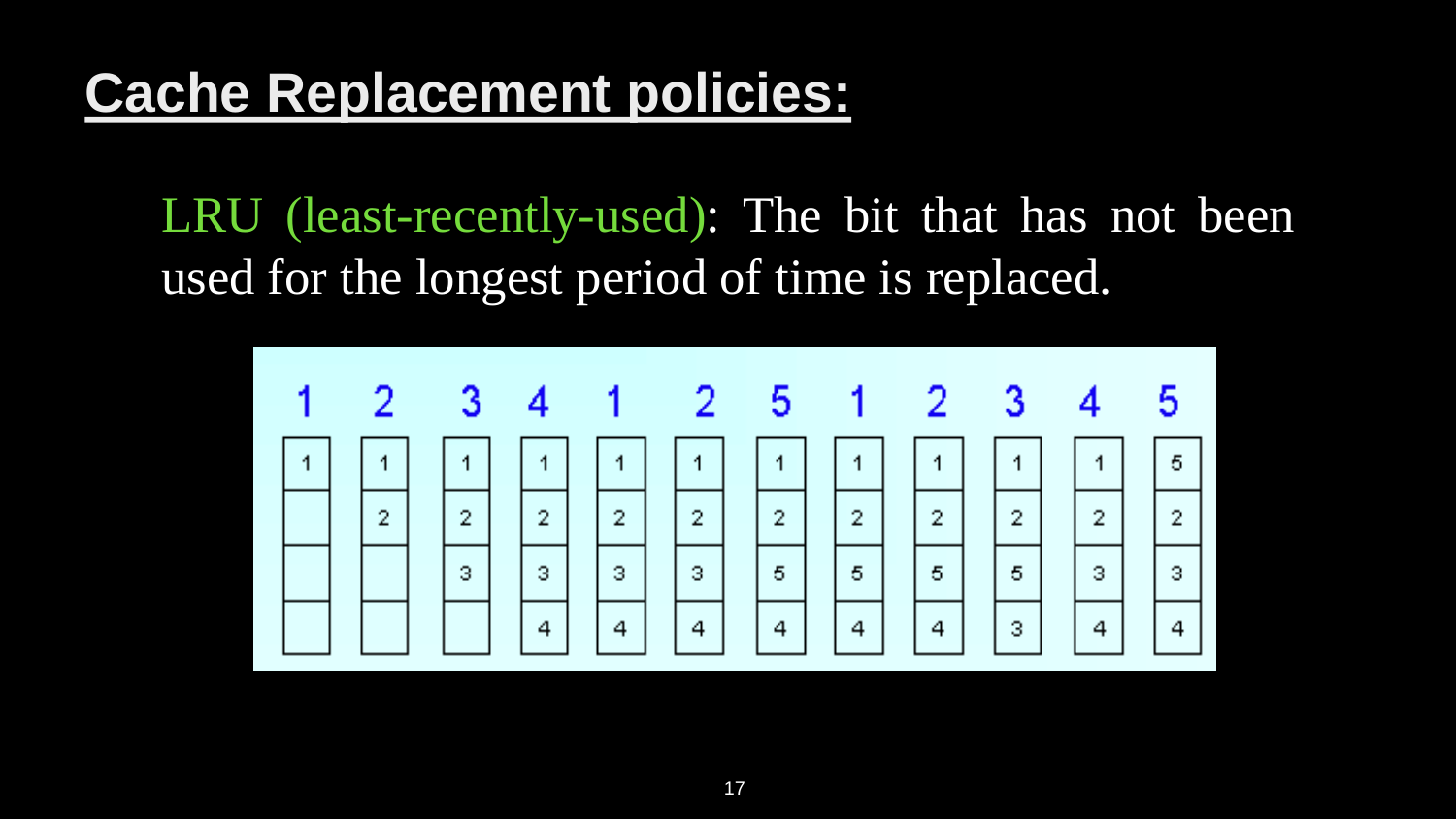# Cache Replacement policies:

LRU (least-recently-used): The bit that has not been used for the longest period of time is replaced.

| 1 | 2 | 3 | 4 | 1 | 2 | 5 | 1 | 2 | 3 | 4 | 5 |
|---|---|---|---|---|---|---|---|---|---|---|---|
| 1 | 1 | 1 | 1 | 1 | 1 | 1 | 1 | 1 | 1 | 1 | 5 |
|  | 2 | 2 | 2 | 2 | 2 | 2 | 2 | 2 | 2 | 2 | 2 |
|  |  | 3 | 3 | 3 | 3 | 5 | 5 | 5 | 5 | 3 | 3 |
|  |  |  | 4 | 4 | 4 | 4 | 4 | 4 | 3 | 4 | 4 |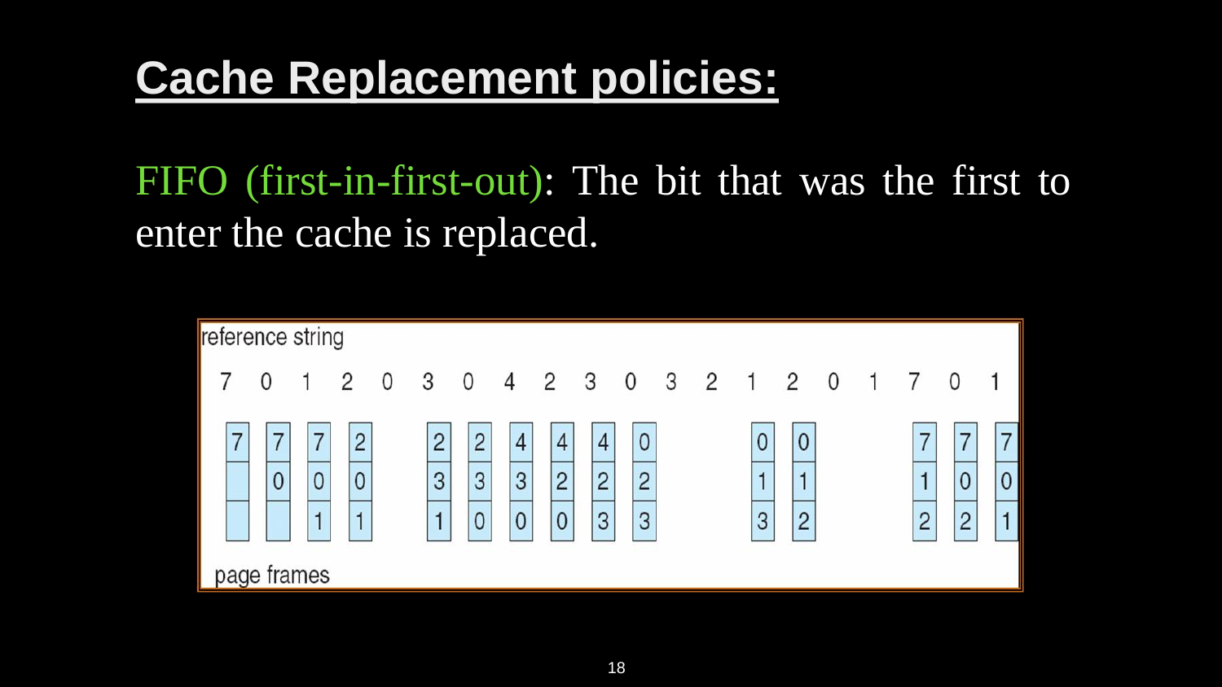# Cache Replacement policies:

FIFO (first-in-first-out): The bit that was the first to enter the cache is replaced.

reference string

| 7 | 0 | 1 | 2 | 0 | 3 | 0 | 4 | 2 | 3 | 0 | 3 | 2 | 1 | 2 | 0 | 1 | 7 | 0 | 1 |
|---|---|---|---|---|---|---|---|---|---|---|---|---|---|---|---|---|---|---|---|
| 7 | 7 | 7 | 2 | | 2 | 2 | 4 | 4 | 4 | 0 | | | 0 | 0 | | | 7 | 7 | 7 |
| | 0 | 0 | 0 | | 3 | 3 | 3 | 2 | 2 | 2 | | | 1 | 1 | | | 1 | 0 | 0 |
| | | 1 | 1 | | 1 | 0 | 0 | 0 | 3 | 3 | | | 3 | 2 | | | 2 | 2 | 1 |

page frames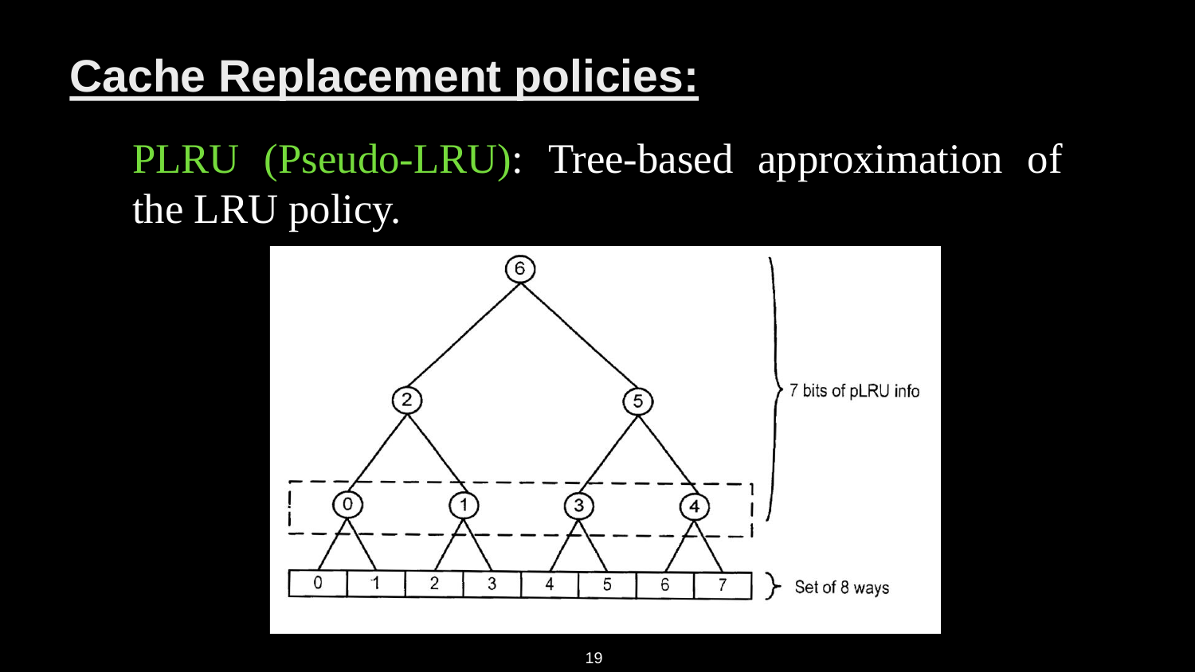# Cache Replacement policies:

PLRU (Pseudo-LRU): Tree-based approximation of the LRU policy.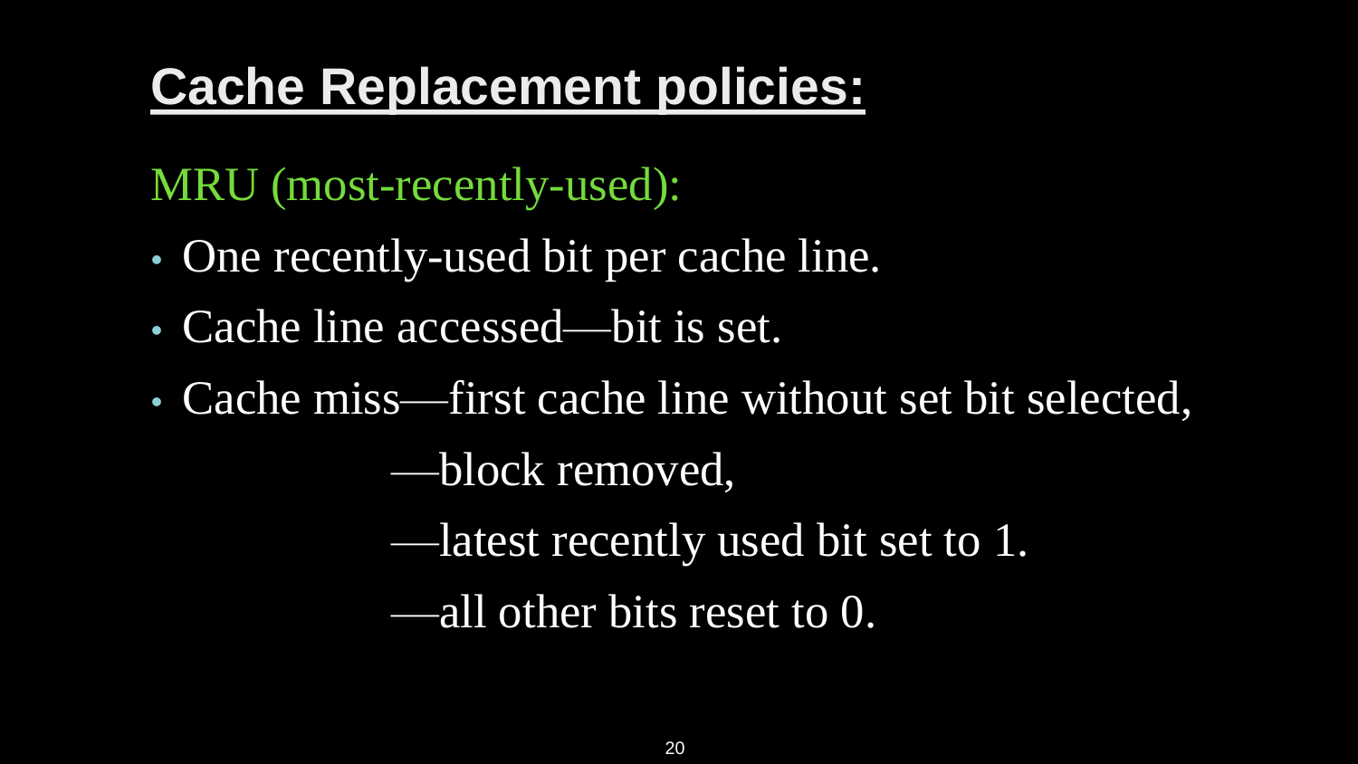# Cache Replacement policies:

MRU (most-recently-used):

- One recently-used bit per cache line.
- Cache line accessed—bit is set.
- Cache miss—first cache line without set bit selected,
  - —block removed,
  - —latest recently used bit set to 1.
  - —all other bits reset to 0.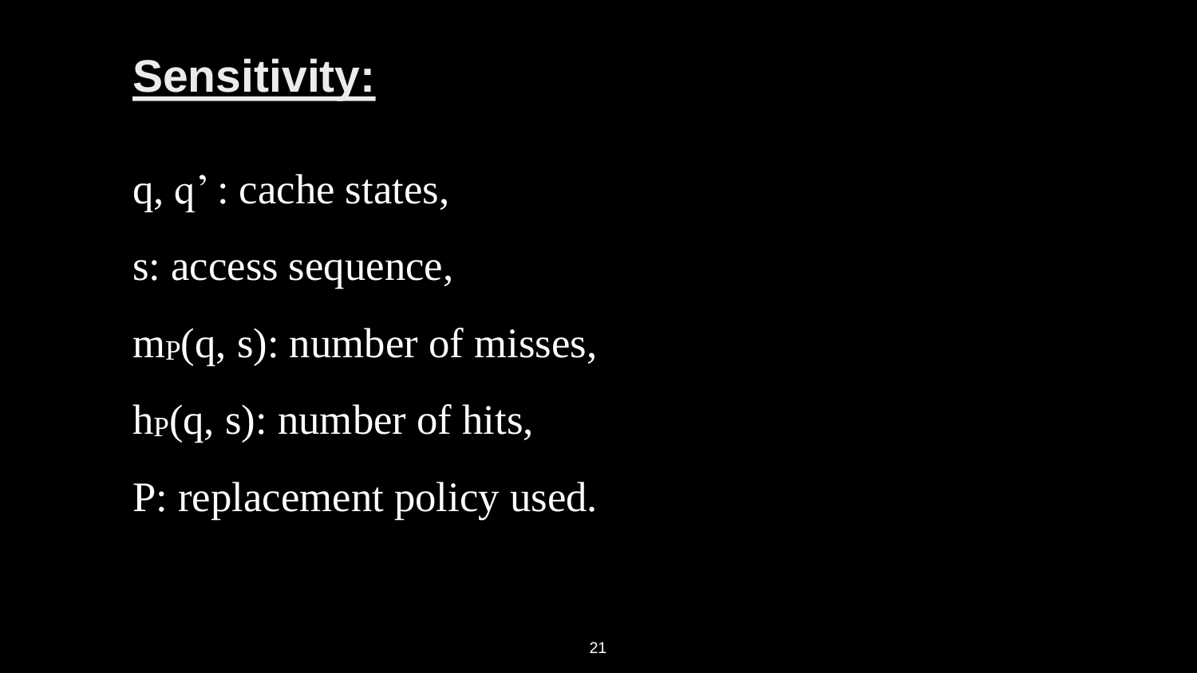## **Sensitivity:**

$q$, $q'$ : cache states,

$s$: access sequence,

$m_P(q, s)$: number of misses,

$h_P(q, s)$: number of hits,

$P$: replacement policy used.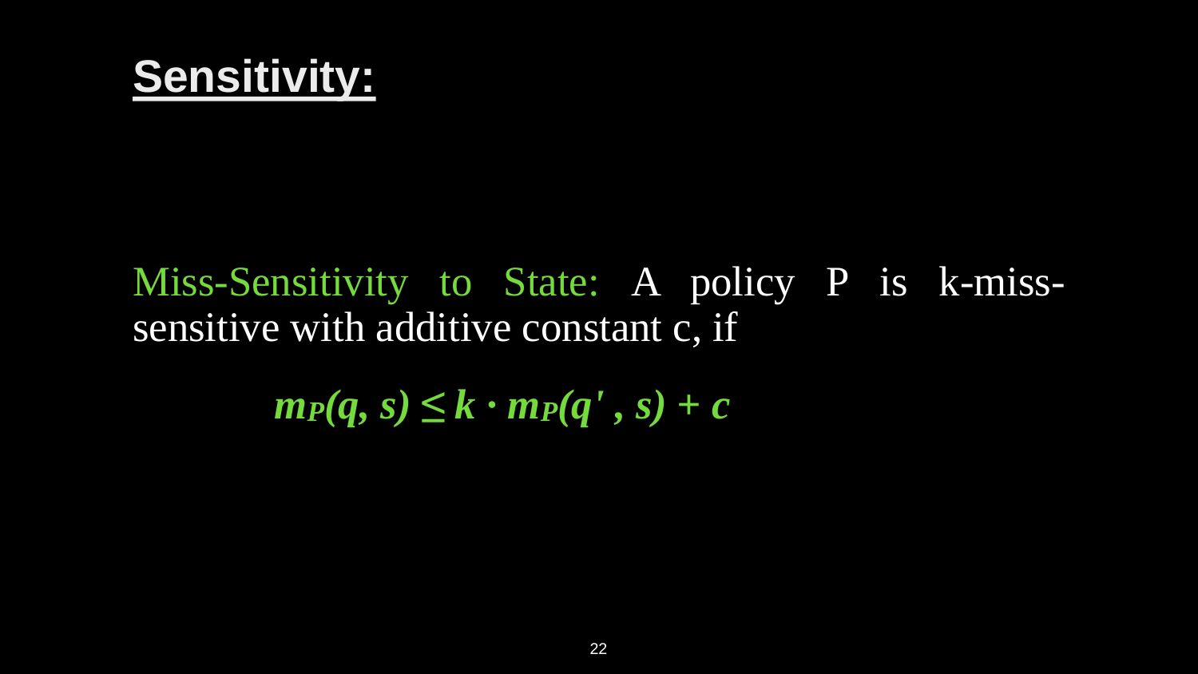# Sensitivity:

Miss-Sensitivity to State: A policy P is k-miss-sensitive with additive constant c, if

$$m_P(q, s) \leq k \cdot m_P(q', s) + c$$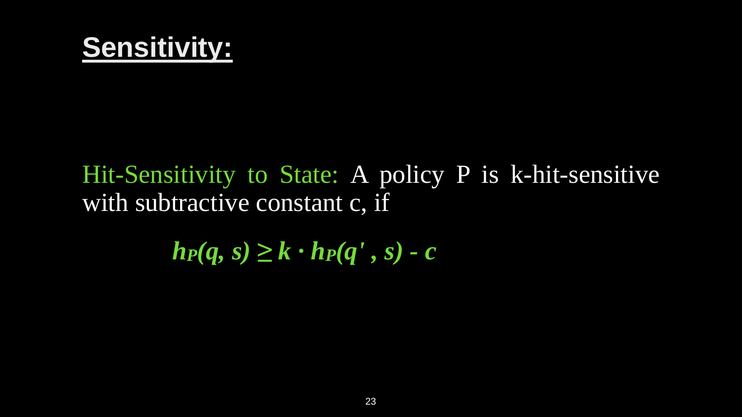# Sensitivity:

Hit-Sensitivity to State: A policy P is k-hit-sensitive with subtractive constant c, if

$$h_P(q, s) \geq k \cdot h_P(q', s) - c$$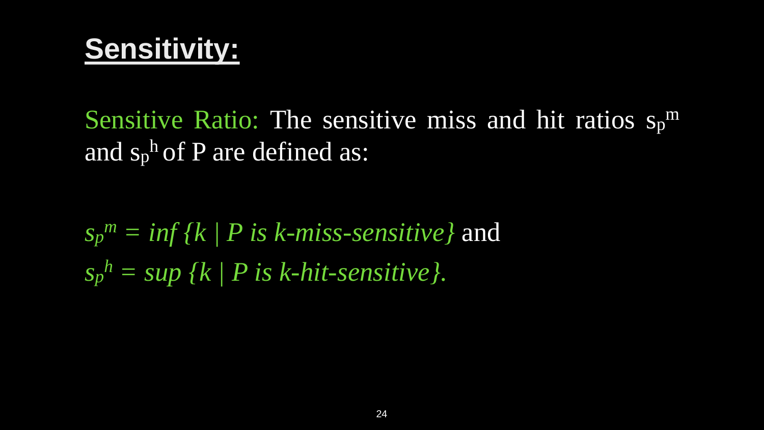# **Sensitivity:**

Sensitive Ratio: The sensitive miss and hit ratios $s_p^m$ and $s_p^h$ of P are defined as:

$s_p^m = \inf \{k \mid P \text{ is } k\text{-miss-sensitive}\}$ and
$s_p^h = \sup \{k \mid P \text{ is } k\text{-hit-sensitive}\}$.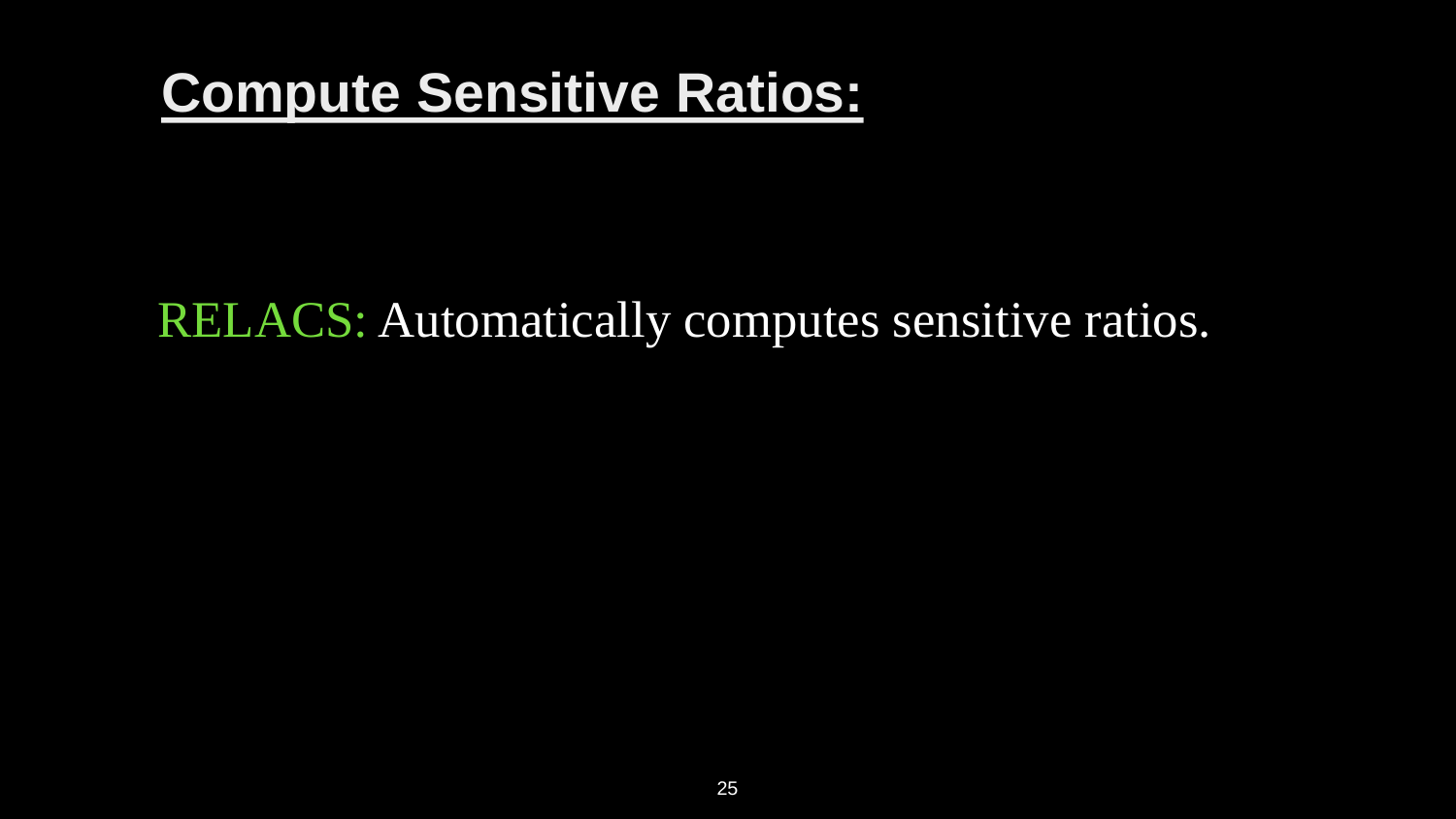# Compute Sensitive Ratios:

RELACS: Automatically computes sensitive ratios.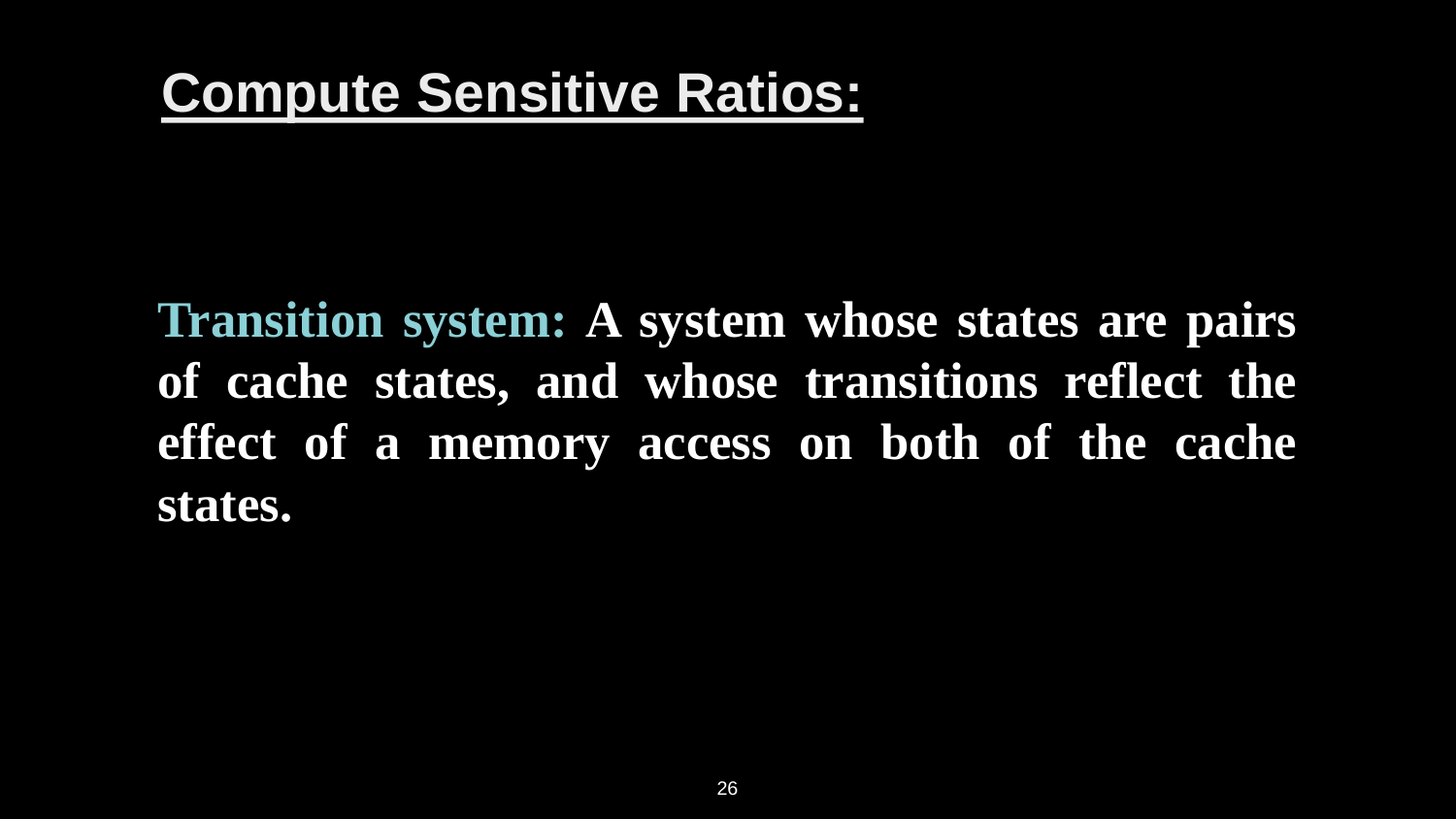# Compute Sensitive Ratios:

**Transition system:** **A system whose states are pairs of cache states, and whose transitions reflect the effect of a memory access on both of the cache states.**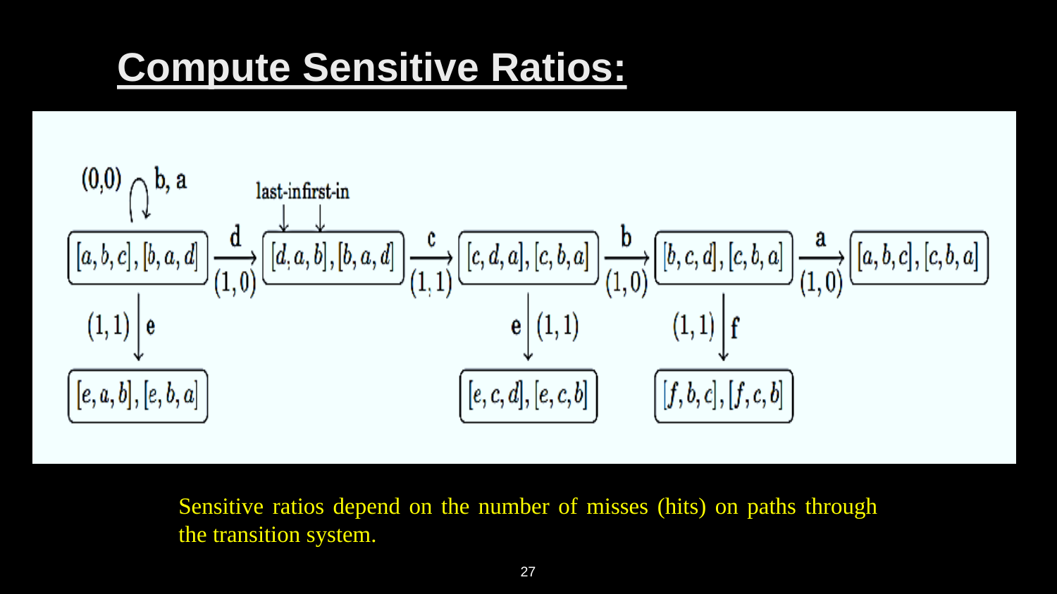# Compute Sensitive Ratios:

Sensitive ratios depend on the number of misses (hits) on paths through the transition system.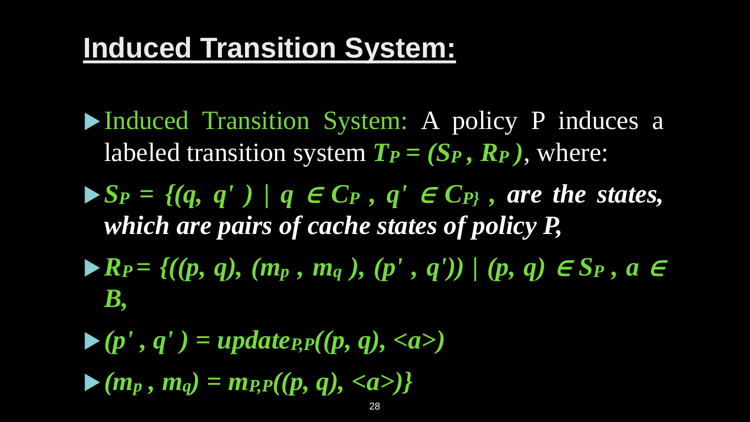## Induced Transition System:

- Induced Transition System: A policy P induces a labeled transition system $T_P = (S_P, R_P)$, where:
- $S_P = \{(q, q') \mid q \in C_P, q' \in C_P\}$, ***are the states, which are pairs of cache states of policy P,***
- $R_P = \{((p, q), (m_p, m_q), (p', q')) \mid (p, q) \in S_P, a \in B,$
- $(p', q') = update_{P,P}((p, q), \langle a \rangle)$
- $(m_p, m_q) = m_{P,P}((p, q), \langle a \rangle)\}$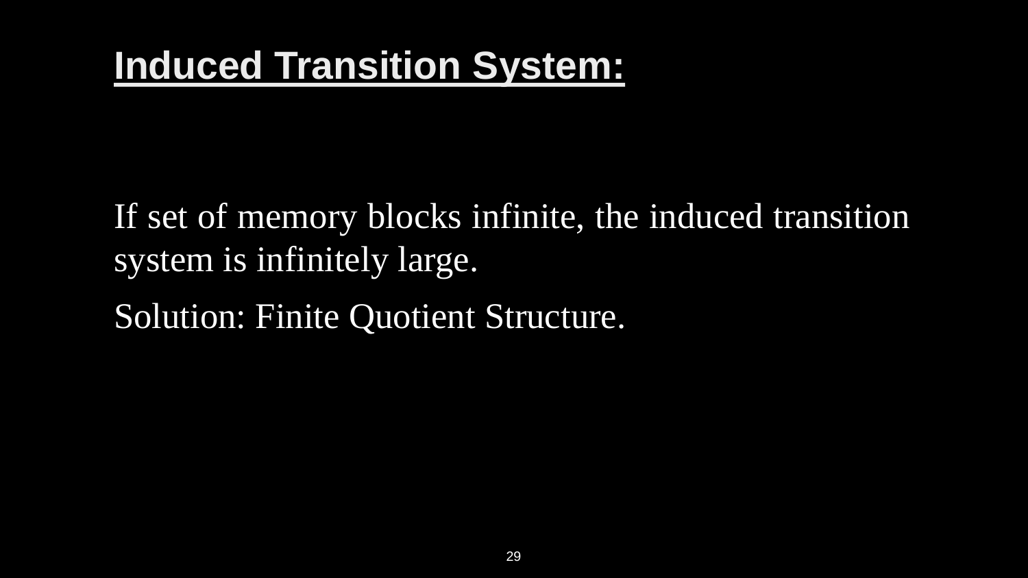# Induced Transition System:

If set of memory blocks infinite, the induced transition system is infinitely large.

Solution: Finite Quotient Structure.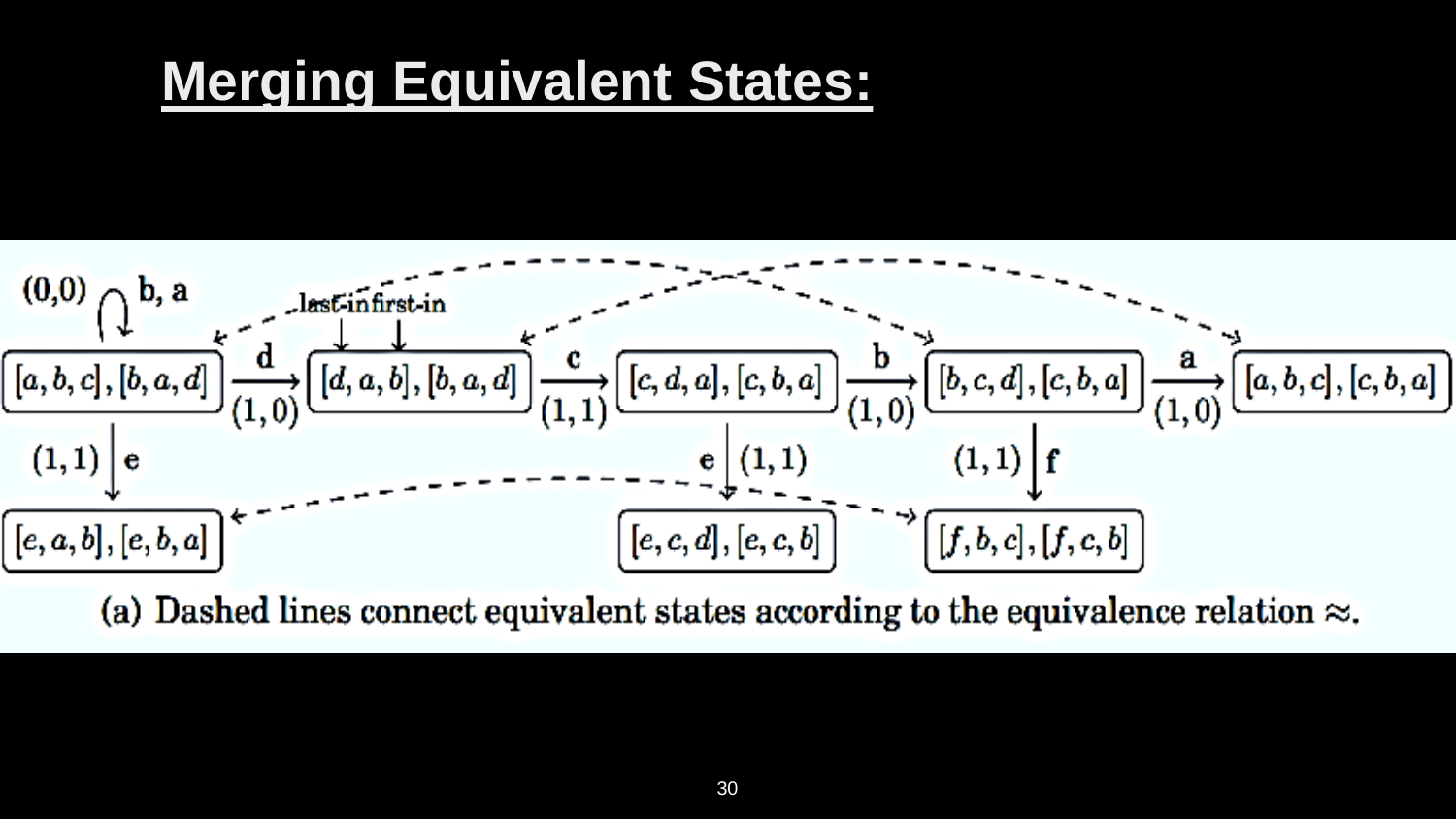# Merging Equivalent States:

(a) Dashed lines connect equivalent states according to the equivalence relation $\approx$.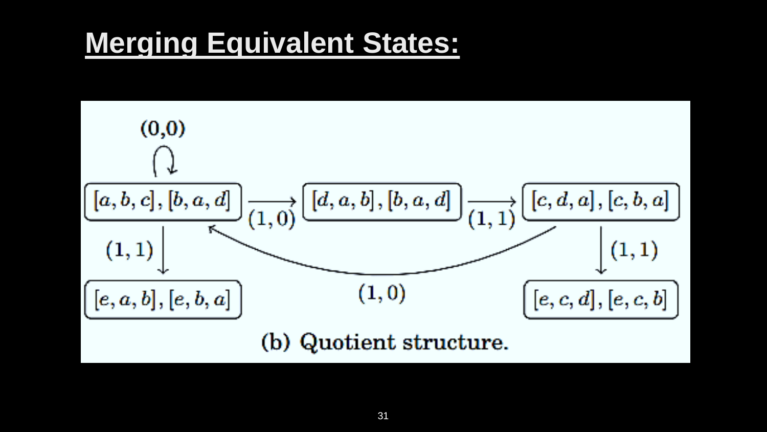# Merging Equivalent States:

$[a, b, c], [b, a, d]$ — self-loop $(0,0)$

$[a, b, c], [b, a, d] \xrightarrow{(1,0)} [d, a, b], [b, a, d]$

$[d, a, b], [b, a, d] \xrightarrow{(1,1)} [c, d, a], [c, b, a]$

$[a, b, c], [b, a, d] \xrightarrow{(1,1)} [e, a, b], [e, b, a]$

$[c, d, a], [c, b, a] \xrightarrow{(1,1)} [e, c, d], [e, c, b]$

$[c, d, a], [c, b, a] \xrightarrow{(1,0)} [a, b, c], [b, a, d]$

(b) Quotient structure.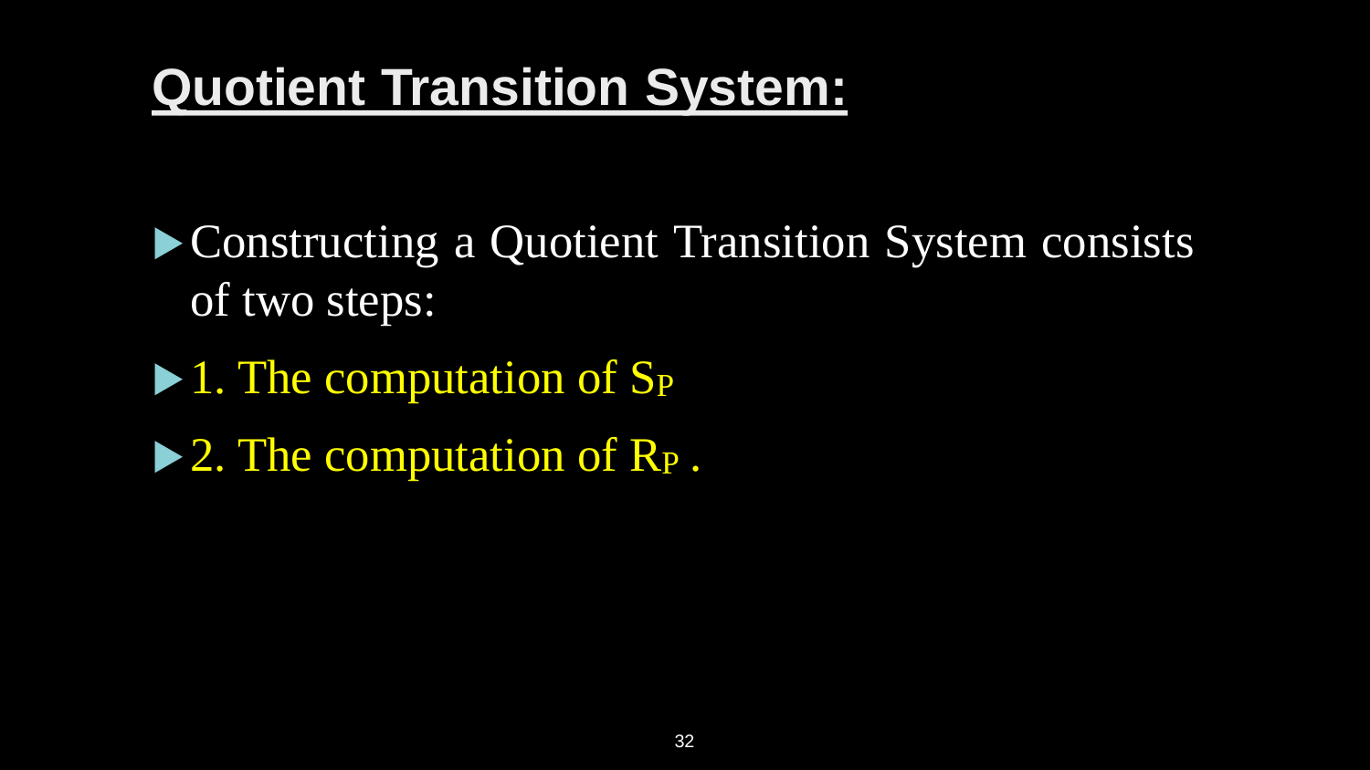# Quotient Transition System:

- Constructing a Quotient Transition System consists of two steps:
- 1. The computation of $S_P$
- 2. The computation of $R_P$ .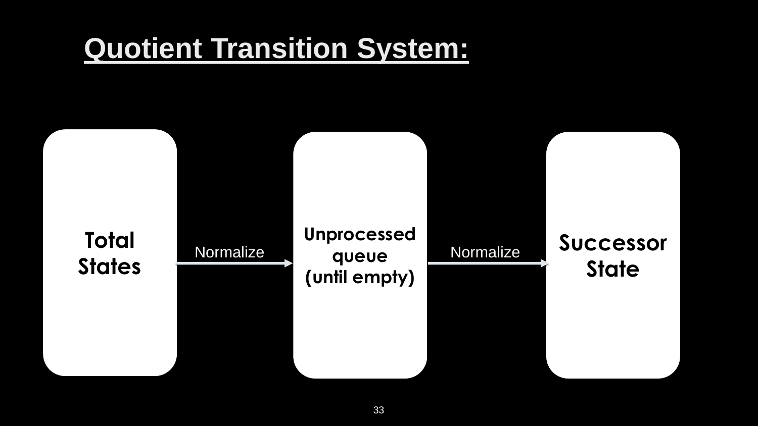# Quotient Transition System:

**Total States** → Normalize → **Unprocessed queue (until empty)** → Normalize → **Successor State**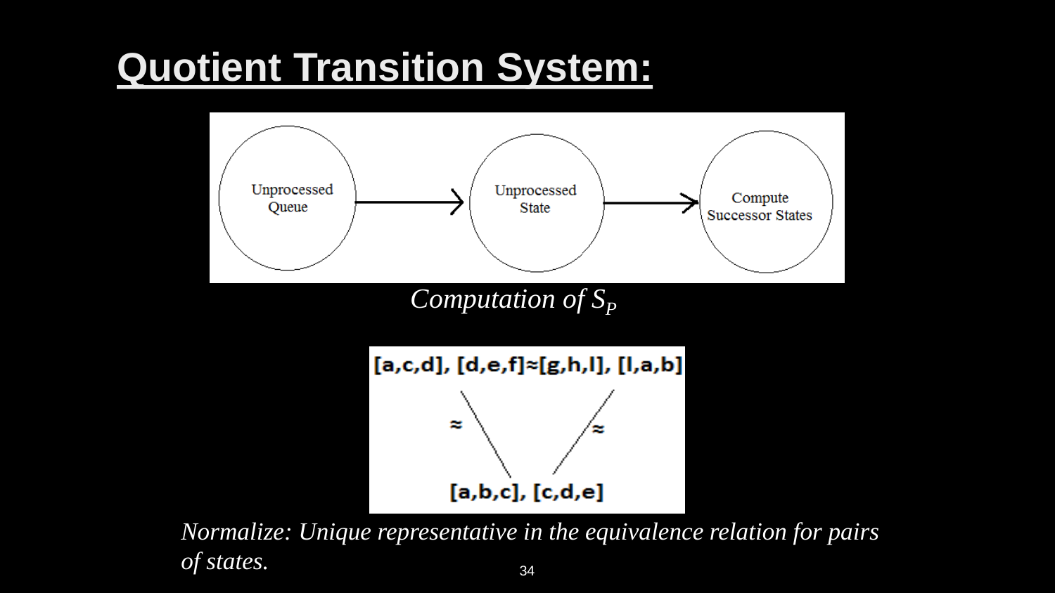# Quotient Transition System:

Unprocessed Queue → Unprocessed State → Compute Successor States

*Computation of $S_P$*

[a,c,d], [d,e,f]≈[g,h,l], [l,a,b]

≈ ≈

[a,b,c], [c,d,e]

*Normalize: Unique representative in the equivalence relation for pairs of states.*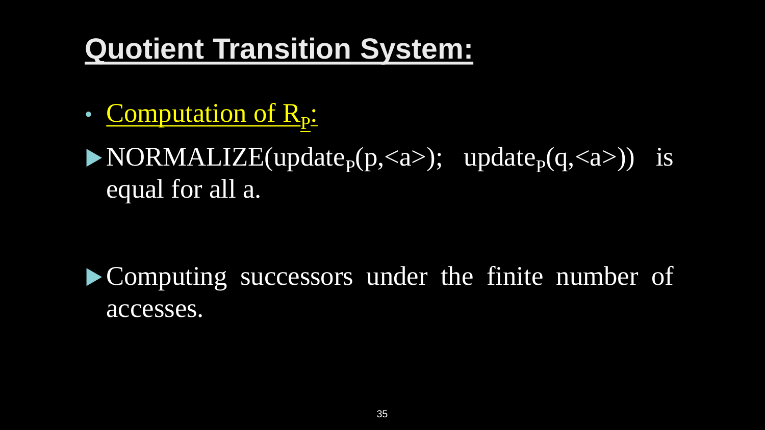# Quotient Transition System:

- Computation of $R_P$:

- NORMALIZE(update$_P$(p,<a>); update$_P$(q,<a>)) is equal for all a.

- Computing successors under the finite number of accesses.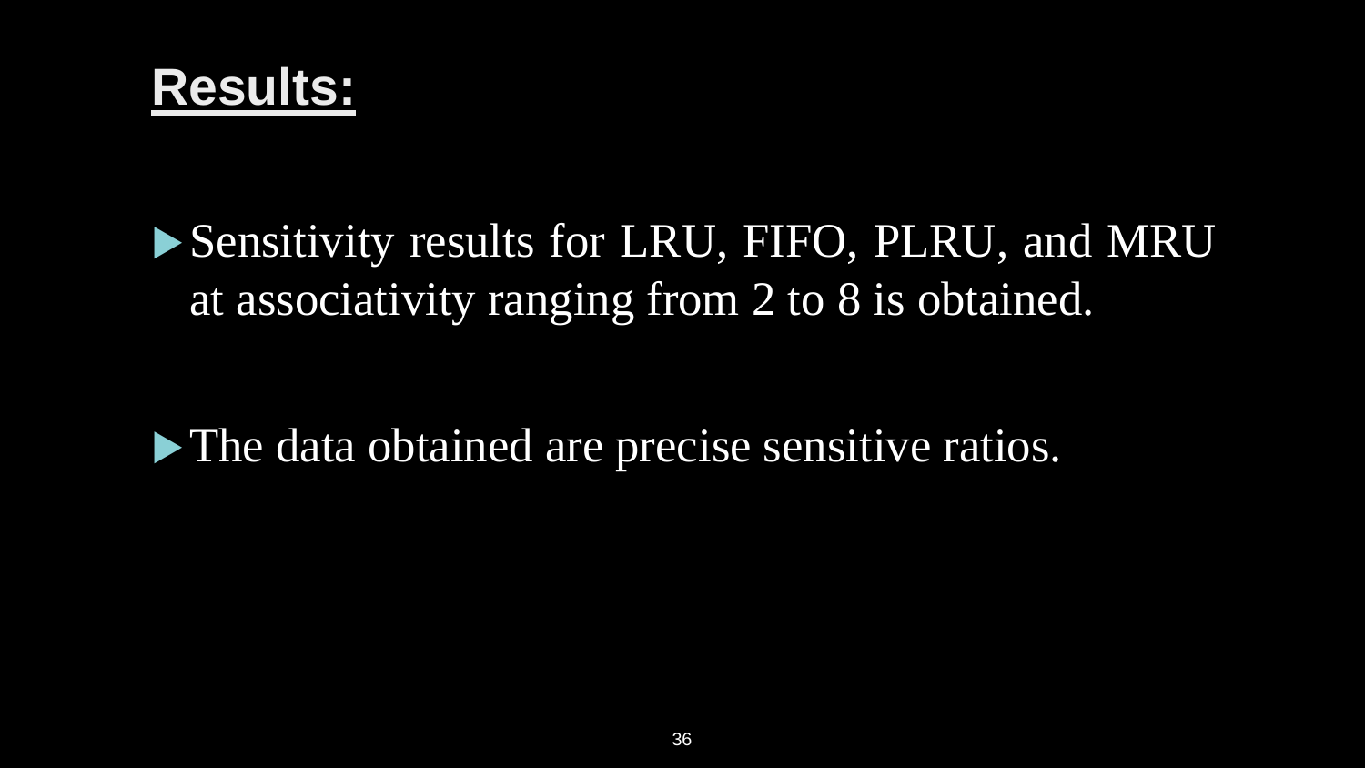# Results:

- Sensitivity results for LRU, FIFO, PLRU, and MRU at associativity ranging from 2 to 8 is obtained.

- The data obtained are precise sensitive ratios.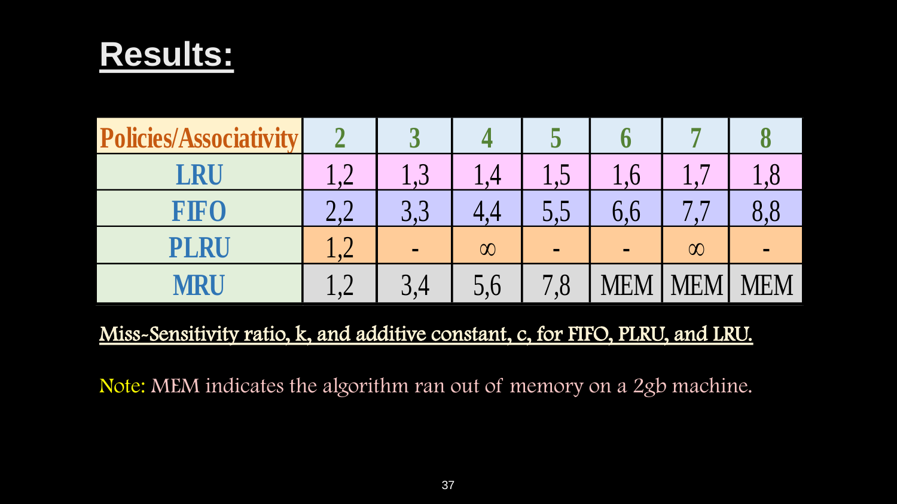# Results:

| Policies/Associativity | 2 | 3 | 4 | 5 | 6 | 7 | 8 |
|---|---|---|---|---|---|---|---|
| LRU | 1,2 | 1,3 | 1,4 | 1,5 | 1,6 | 1,7 | 1,8 |
| FIFO | 2,2 | 3,3 | 4,4 | 5,5 | 6,6 | 7,7 | 8,8 |
| PLRU | 1,2 | - | ∞ | - | - | ∞ | - |
| MRU | 1,2 | 3,4 | 5,6 | 7,8 | MEM | MEM | MEM |

Miss-Sensitivity ratio, k, and additive constant, c, for FIFO, PLRU, and LRU.

Note: MEM indicates the algorithm ran out of memory on a 2gb machine.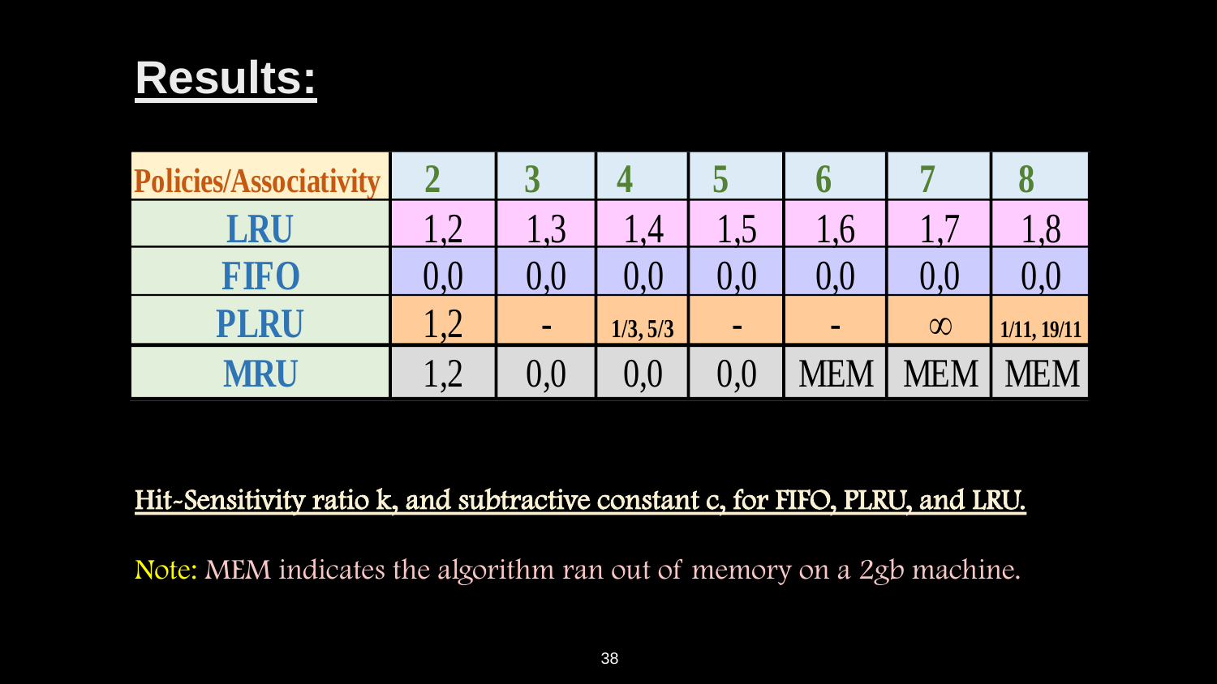# Results:

| Policies/Associativity | 2 | 3 | 4 | 5 | 6 | 7 | 8 |
|---|---|---|---|---|---|---|---|
| LRU | 1,2 | 1,3 | 1,4 | 1,5 | 1,6 | 1,7 | 1,8 |
| FIFO | 0,0 | 0,0 | 0,0 | 0,0 | 0,0 | 0,0 | 0,0 |
| PLRU | 1,2 | - | 1/3, 5/3 | - | - | $\infty$ | 1/11, 19/11 |
| MRU | 1,2 | 0,0 | 0,0 | 0,0 | MEM | MEM | MEM |

Hit-Sensitivity ratio k, and subtractive constant c, for FIFO, PLRU, and LRU.

Note: MEM indicates the algorithm ran out of memory on a 2gb machine.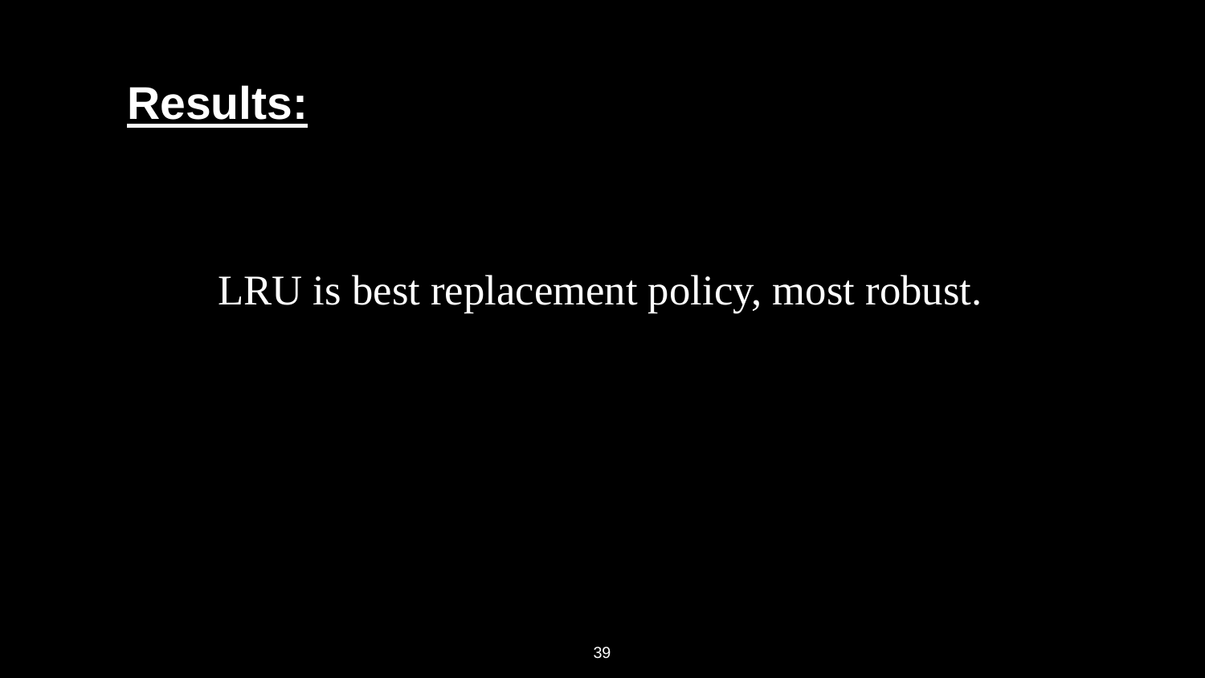# **Results:**

LRU is best replacement policy, most robust.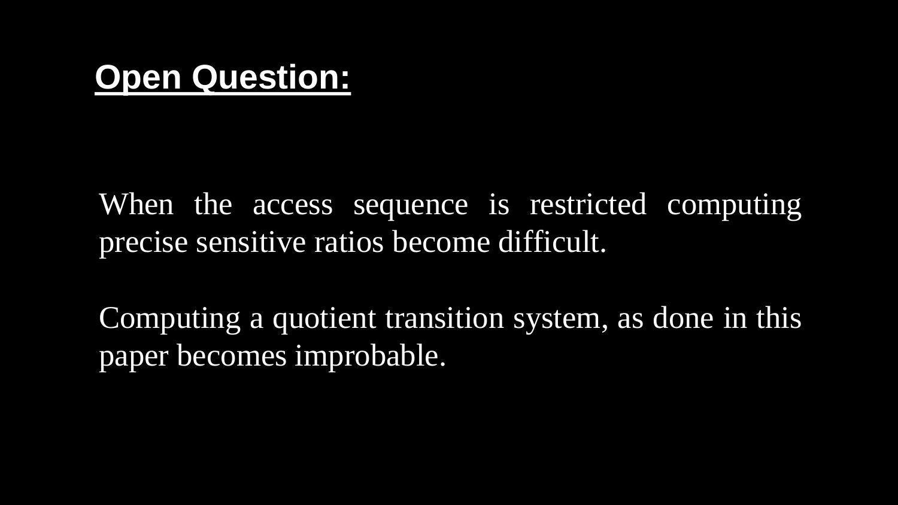## Open Question:

When the access sequence is restricted computing precise sensitive ratios become difficult.

Computing a quotient transition system, as done in this paper becomes improbable.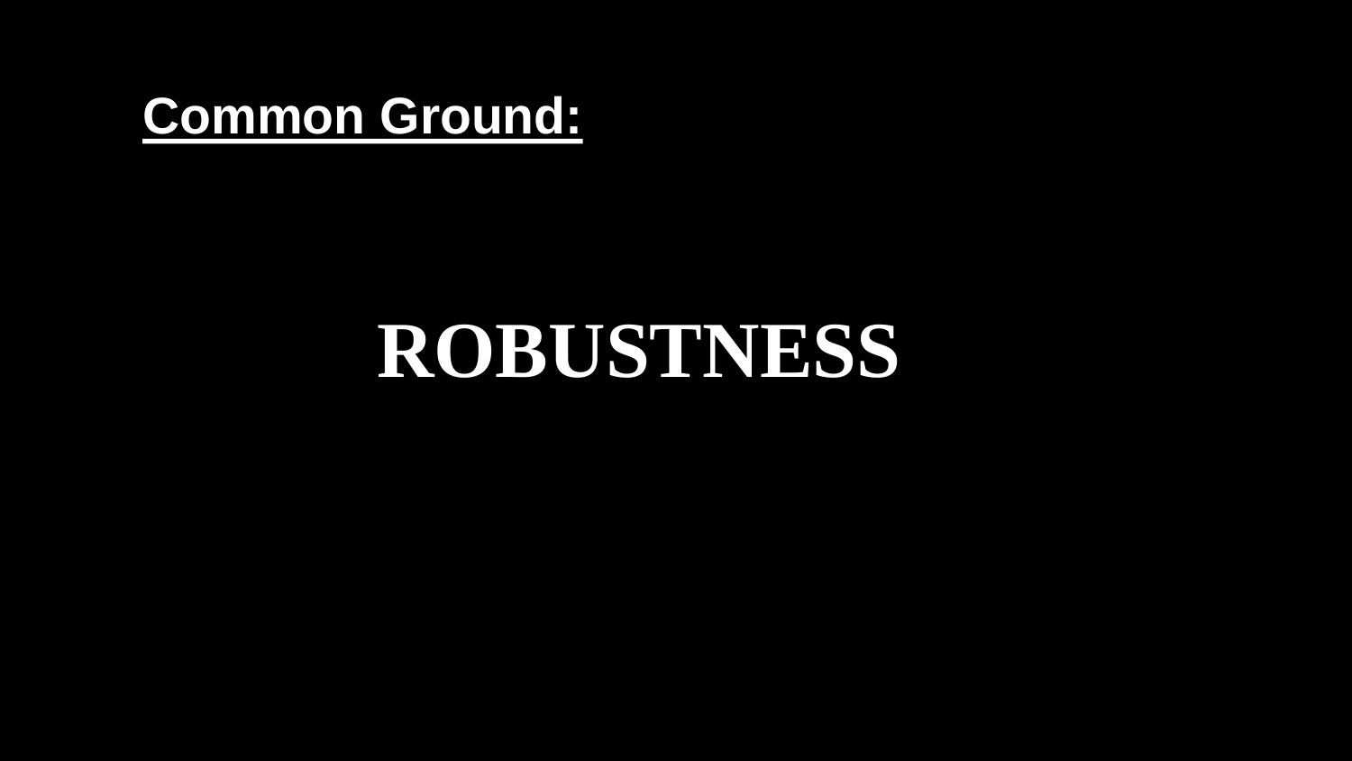## Common Ground:

# ROBUSTNESS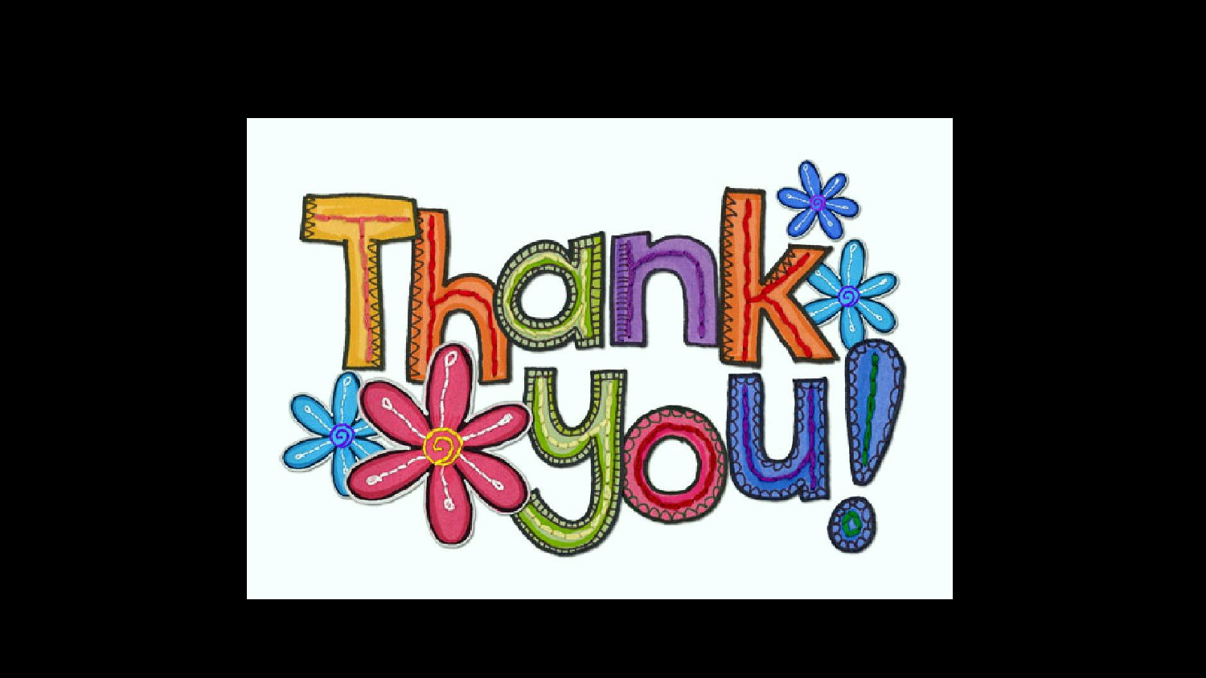Thank you!